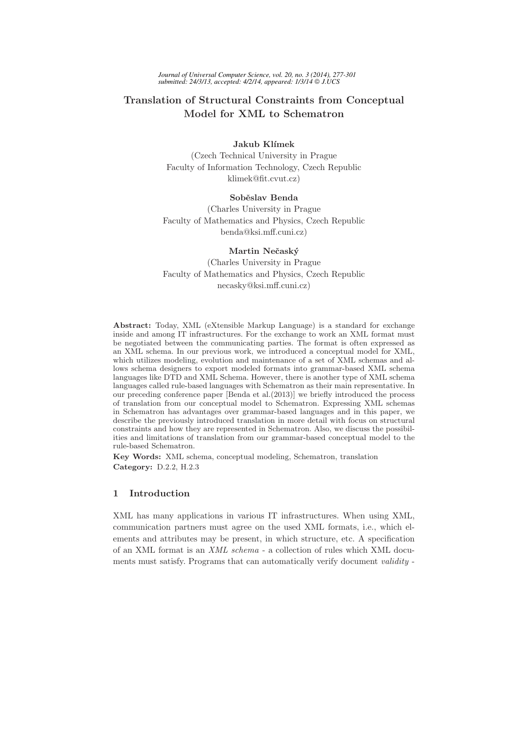# Translation of Structural Constraints from Conceptual Model for XML to Schematron

**Jakub Klímek**
(Czech Technical University in Prague
Faculty of Information Technology, Czech Republic
klimek@fit.cvut.cz)

**Soběslav Benda**
(Charles University in Prague
Faculty of Mathematics and Physics, Czech Republic
benda@ksi.mff.cuni.cz)

**Martin Nečaský**
(Charles University in Prague
Faculty of Mathematics and Physics, Czech Republic
necasky@ksi.mff.cuni.cz)

**Abstract:** Today, XML (eXtensible Markup Language) is a standard for exchange inside and among IT infrastructures. For the exchange to work an XML format must be negotiated between the communicating parties. The format is often expressed as an XML schema. In our previous work, we introduced a conceptual model for XML, which utilizes modeling, evolution and maintenance of a set of XML schemas and allows schema designers to export modeled formats into grammar-based XML schema languages like DTD and XML Schema. However, there is another type of XML schema languages called rule-based languages with Schematron as their main representative. In our preceding conference paper [Benda et al.(2013)] we briefly introduced the process of translation from our conceptual model to Schematron. Expressing XML schemas in Schematron has advantages over grammar-based languages and in this paper, we describe the previously introduced translation in more detail with focus on structural constraints and how they are represented in Schematron. Also, we discuss the possibilities and limitations of translation from our grammar-based conceptual model to the rule-based Schematron.

**Key Words:** XML schema, conceptual modeling, Schematron, translation
**Category:** D.2.2, H.2.3

## 1 Introduction

XML has many applications in various IT infrastructures. When using XML, communication partners must agree on the used XML formats, i.e., which elements and attributes may be present, in which structure, etc. A specification of an XML format is an *XML schema* - a collection of rules which XML documents must satisfy. Programs that can automatically verify document *validity* -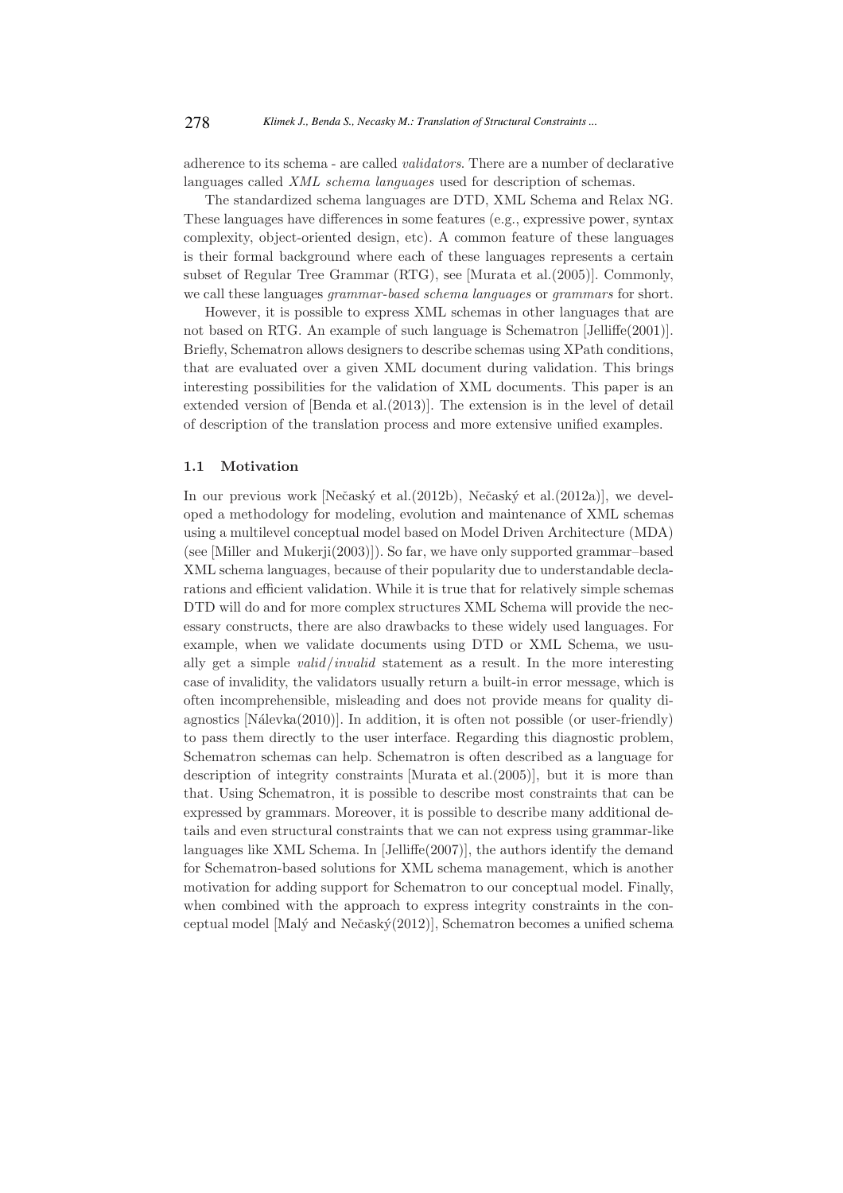adherence to its schema - are called *validators*. There are a number of declarative languages called *XML schema languages* used for description of schemas.

The standardized schema languages are DTD, XML Schema and Relax NG. These languages have differences in some features (e.g., expressive power, syntax complexity, object-oriented design, etc). A common feature of these languages is their formal background where each of these languages represents a certain subset of Regular Tree Grammar (RTG), see [Murata et al.(2005)]. Commonly, we call these languages *grammar-based schema languages* or *grammars* for short.

However, it is possible to express XML schemas in other languages that are not based on RTG. An example of such language is Schematron [Jelliffe(2001)]. Briefly, Schematron allows designers to describe schemas using XPath conditions, that are evaluated over a given XML document during validation. This brings interesting possibilities for the validation of XML documents. This paper is an extended version of [Benda et al.(2013)]. The extension is in the level of detail of description of the translation process and more extensive unified examples.

### 1.1 Motivation

In our previous work [Nečaský et al.(2012b), Nečaský et al.(2012a)], we developed a methodology for modeling, evolution and maintenance of XML schemas using a multilevel conceptual model based on Model Driven Architecture (MDA) (see [Miller and Mukerji(2003)]). So far, we have only supported grammar–based XML schema languages, because of their popularity due to understandable declarations and efficient validation. While it is true that for relatively simple schemas DTD will do and for more complex structures XML Schema will provide the necessary constructs, there are also drawbacks to these widely used languages. For example, when we validate documents using DTD or XML Schema, we usually get a simple *valid*/*invalid* statement as a result. In the more interesting case of invalidity, the validators usually return a built-in error message, which is often incomprehensible, misleading and does not provide means for quality diagnostics [Nálevka(2010)]. In addition, it is often not possible (or user-friendly) to pass them directly to the user interface. Regarding this diagnostic problem, Schematron schemas can help. Schematron is often described as a language for description of integrity constraints [Murata et al.(2005)], but it is more than that. Using Schematron, it is possible to describe most constraints that can be expressed by grammars. Moreover, it is possible to describe many additional details and even structural constraints that we can not express using grammar-like languages like XML Schema. In [Jelliffe(2007)], the authors identify the demand for Schematron-based solutions for XML schema management, which is another motivation for adding support for Schematron to our conceptual model. Finally, when combined with the approach to express integrity constraints in the conceptual model [Malý and Nečaský(2012)], Schematron becomes a unified schema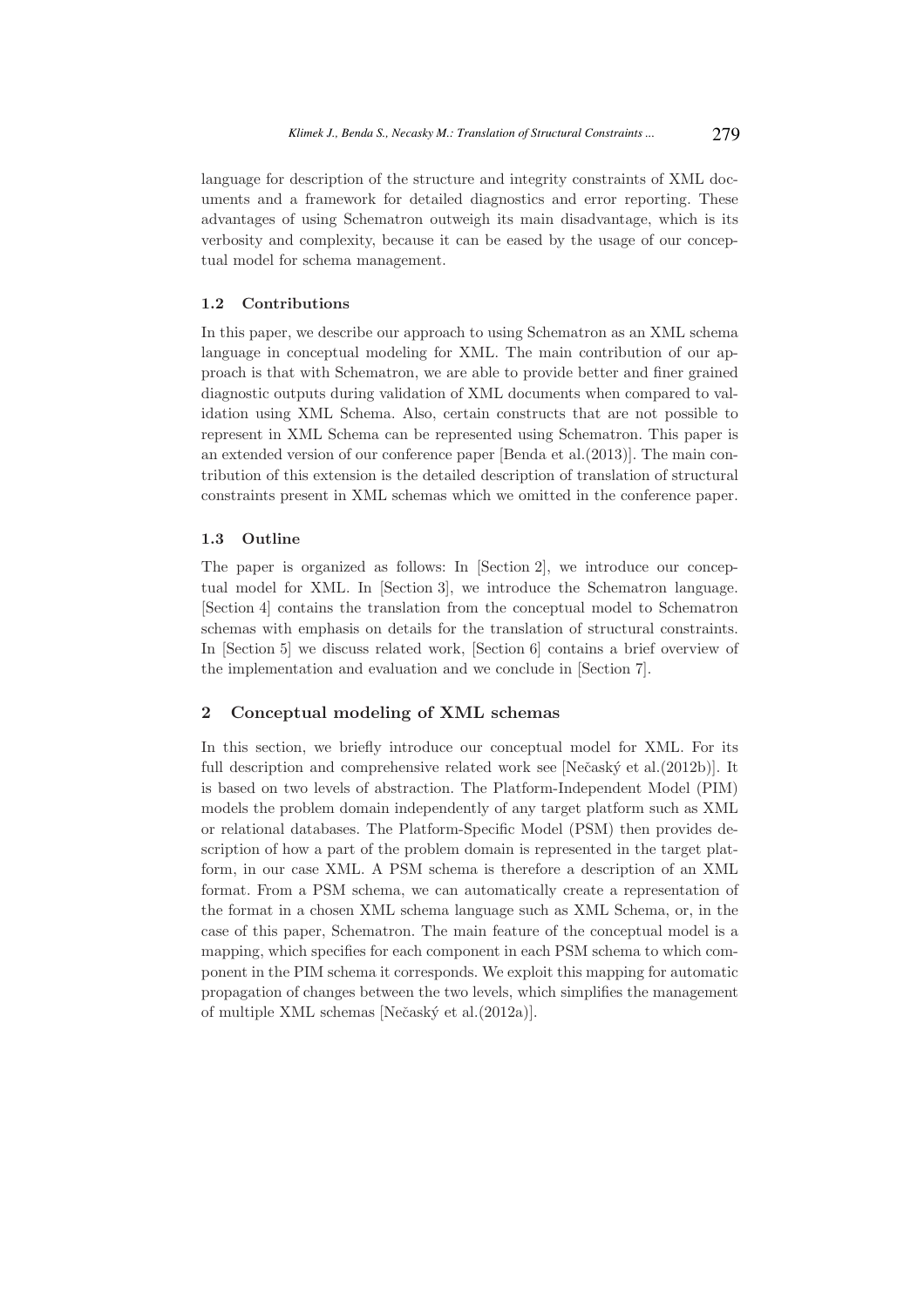language for description of the structure and integrity constraints of XML documents and a framework for detailed diagnostics and error reporting. These advantages of using Schematron outweigh its main disadvantage, which is its verbosity and complexity, because it can be eased by the usage of our conceptual model for schema management.

### 1.2 Contributions

In this paper, we describe our approach to using Schematron as an XML schema language in conceptual modeling for XML. The main contribution of our approach is that with Schematron, we are able to provide better and finer grained diagnostic outputs during validation of XML documents when compared to validation using XML Schema. Also, certain constructs that are not possible to represent in XML Schema can be represented using Schematron. This paper is an extended version of our conference paper [Benda et al.(2013)]. The main contribution of this extension is the detailed description of translation of structural constraints present in XML schemas which we omitted in the conference paper.

### 1.3 Outline

The paper is organized as follows: In [Section 2], we introduce our conceptual model for XML. In [Section 3], we introduce the Schematron language. [Section 4] contains the translation from the conceptual model to Schematron schemas with emphasis on details for the translation of structural constraints. In [Section 5] we discuss related work, [Section 6] contains a brief overview of the implementation and evaluation and we conclude in [Section 7].

## 2 Conceptual modeling of XML schemas

In this section, we briefly introduce our conceptual model for XML. For its full description and comprehensive related work see [Nečaský et al.(2012b)]. It is based on two levels of abstraction. The Platform-Independent Model (PIM) models the problem domain independently of any target platform such as XML or relational databases. The Platform-Specific Model (PSM) then provides description of how a part of the problem domain is represented in the target platform, in our case XML. A PSM schema is therefore a description of an XML format. From a PSM schema, we can automatically create a representation of the format in a chosen XML schema language such as XML Schema, or, in the case of this paper, Schematron. The main feature of the conceptual model is a mapping, which specifies for each component in each PSM schema to which component in the PIM schema it corresponds. We exploit this mapping for automatic propagation of changes between the two levels, which simplifies the management of multiple XML schemas [Nečaský et al.(2012a)].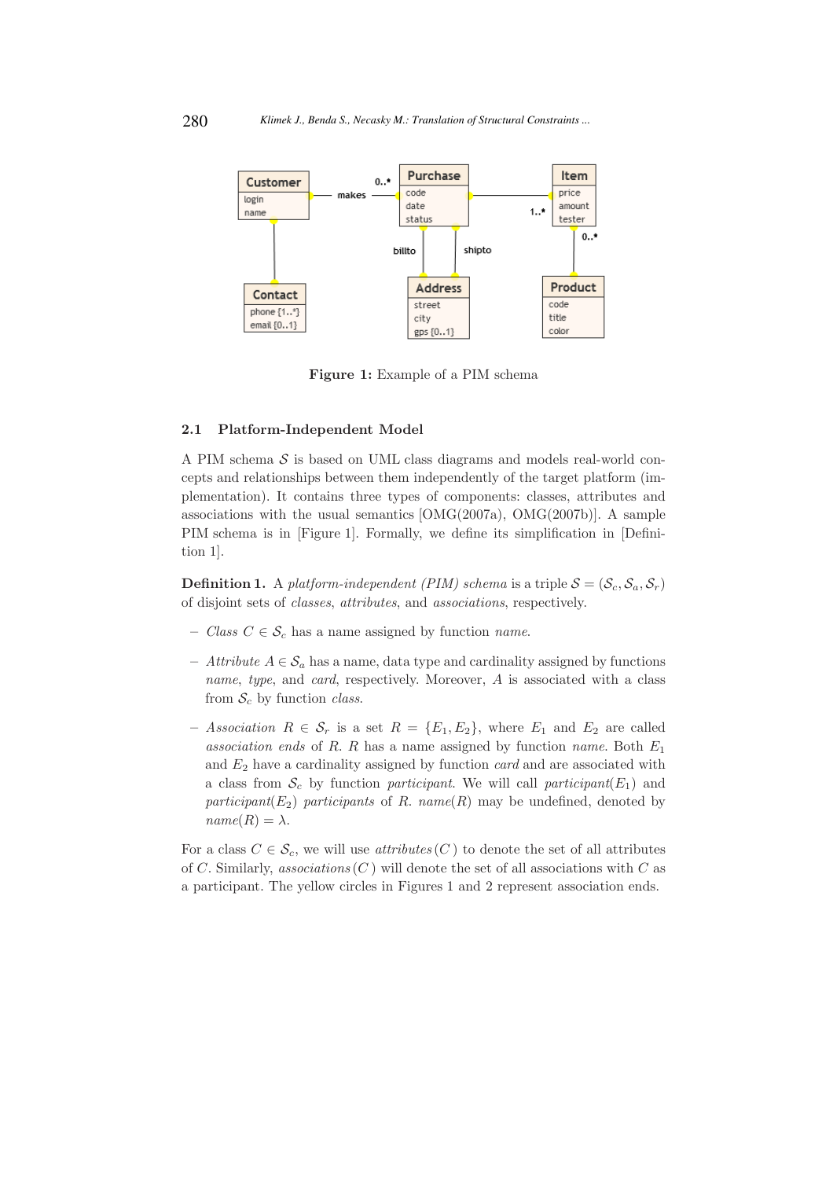Figure 1: Example of a PIM schema

### 2.1 Platform-Independent Model

A PIM schema $\mathcal{S}$ is based on UML class diagrams and models real-world concepts and relationships between them independently of the target platform (implementation). It contains three types of components: classes, attributes and associations with the usual semantics [OMG(2007a), OMG(2007b)]. A sample PIM schema is in [Figure 1]. Formally, we define its simplification in [Definition 1].

**Definition 1.** A *platform-independent (PIM) schema* is a triple $\mathcal{S} = (\mathcal{S}_c, \mathcal{S}_a, \mathcal{S}_r)$ of disjoint sets of *classes*, *attributes*, and *associations*, respectively.

- *Class* $C \in \mathcal{S}_c$ has a name assigned by function *name*.
- *Attribute* $A \in \mathcal{S}_a$ has a name, data type and cardinality assigned by functions *name*, *type*, and *card*, respectively. Moreover, $A$ is associated with a class from $\mathcal{S}_c$ by function *class*.
- *Association* $R \in \mathcal{S}_r$ is a set $R = \{E_1, E_2\}$, where $E_1$ and $E_2$ are called *association ends* of $R$. $R$ has a name assigned by function *name*. Both $E_1$ and $E_2$ have a cardinality assigned by function *card* and are associated with a class from $\mathcal{S}_c$ by function *participant*. We will call *participant*$(E_1)$ and *participant*$(E_2)$ *participants* of $R$. *name*$(R)$ may be undefined, denoted by *name*$(R) = \lambda$.

For a class $C \in \mathcal{S}_c$, we will use *attributes*$(C)$ to denote the set of all attributes of $C$. Similarly, *associations*$(C)$ will denote the set of all associations with $C$ as a participant. The yellow circles in Figures 1 and 2 represent association ends.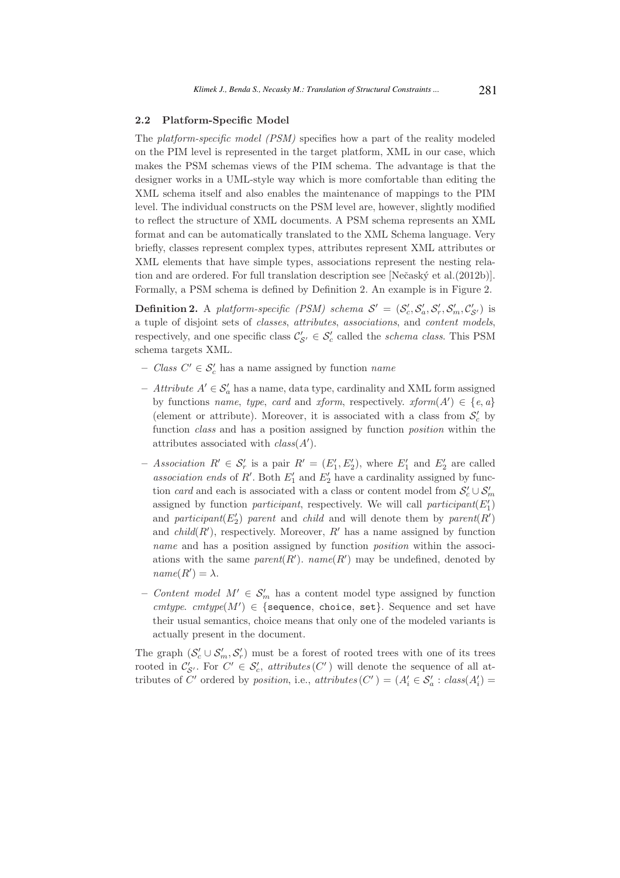### 2.2 Platform-Specific Model

The *platform-specific model (PSM)* specifies how a part of the reality modeled on the PIM level is represented in the target platform, XML in our case, which makes the PSM schemas views of the PIM schema. The advantage is that the designer works in a UML-style way which is more comfortable than editing the XML schema itself and also enables the maintenance of mappings to the PIM level. The individual constructs on the PSM level are, however, slightly modified to reflect the structure of XML documents. A PSM schema represents an XML format and can be automatically translated to the XML Schema language. Very briefly, classes represent complex types, attributes represent XML attributes or XML elements that have simple types, associations represent the nesting relation and are ordered. For full translation description see [Nečaský et al.(2012b)]. Formally, a PSM schema is defined by Definition 2. An example is in Figure 2.

**Definition 2.** A *platform-specific (PSM) schema* $\mathcal{S}' = (\mathcal{S}'_c, \mathcal{S}'_a, \mathcal{S}'_r, \mathcal{S}'_m, \mathcal{C}'_{\mathcal{S}'})$ is a tuple of disjoint sets of *classes*, *attributes*, *associations*, and *content models*, respectively, and one specific class $\mathcal{C}'_{\mathcal{S}'} \in \mathcal{S}'_c$ called the *schema class*. This PSM schema targets XML.

- *Class* $C' \in \mathcal{S}'_c$ has a name assigned by function *name*
- *Attribute* $A' \in \mathcal{S}'_a$ has a name, data type, cardinality and XML form assigned by functions *name*, *type*, *card* and *xform*, respectively. $xform(A') \in \{e, a\}$ (element or attribute). Moreover, it is associated with a class from $\mathcal{S}'_c$ by function *class* and has a position assigned by function *position* within the attributes associated with $class(A')$.
- *Association* $R' \in \mathcal{S}'_r$ is a pair $R' = (E'_1, E'_2)$, where $E'_1$ and $E'_2$ are called *association ends* of $R'$. Both $E'_1$ and $E'_2$ have a cardinality assigned by function *card* and each is associated with a class or content model from $\mathcal{S}'_c \cup \mathcal{S}'_m$ assigned by function *participant*, respectively. We will call $participant(E'_1)$ and $participant(E'_2)$ *parent* and *child* and will denote them by $parent(R')$ and $child(R')$, respectively. Moreover, $R'$ has a name assigned by function *name* and has a position assigned by function *position* within the associations with the same $parent(R')$. $name(R')$ may be undefined, denoted by $name(R') = \lambda$.
- *Content model* $M' \in \mathcal{S}'_m$ has a content model type assigned by function *cmtype*. $cmtype(M') \in \{\texttt{sequence}, \texttt{choice}, \texttt{set}\}$. Sequence and set have their usual semantics, choice means that only one of the modeled variants is actually present in the document.

The graph $(\mathcal{S}'_c \cup \mathcal{S}'_m, \mathcal{S}'_r)$ must be a forest of rooted trees with one of its trees rooted in $\mathcal{C}'_{\mathcal{S}'}$. For $C' \in \mathcal{S}'_c$, $attributes(C')$ will denote the sequence of all attributes of $C'$ ordered by *position*, i.e., $attributes(C') = (A'_i \in \mathcal{S}'_a : class(A'_i) =$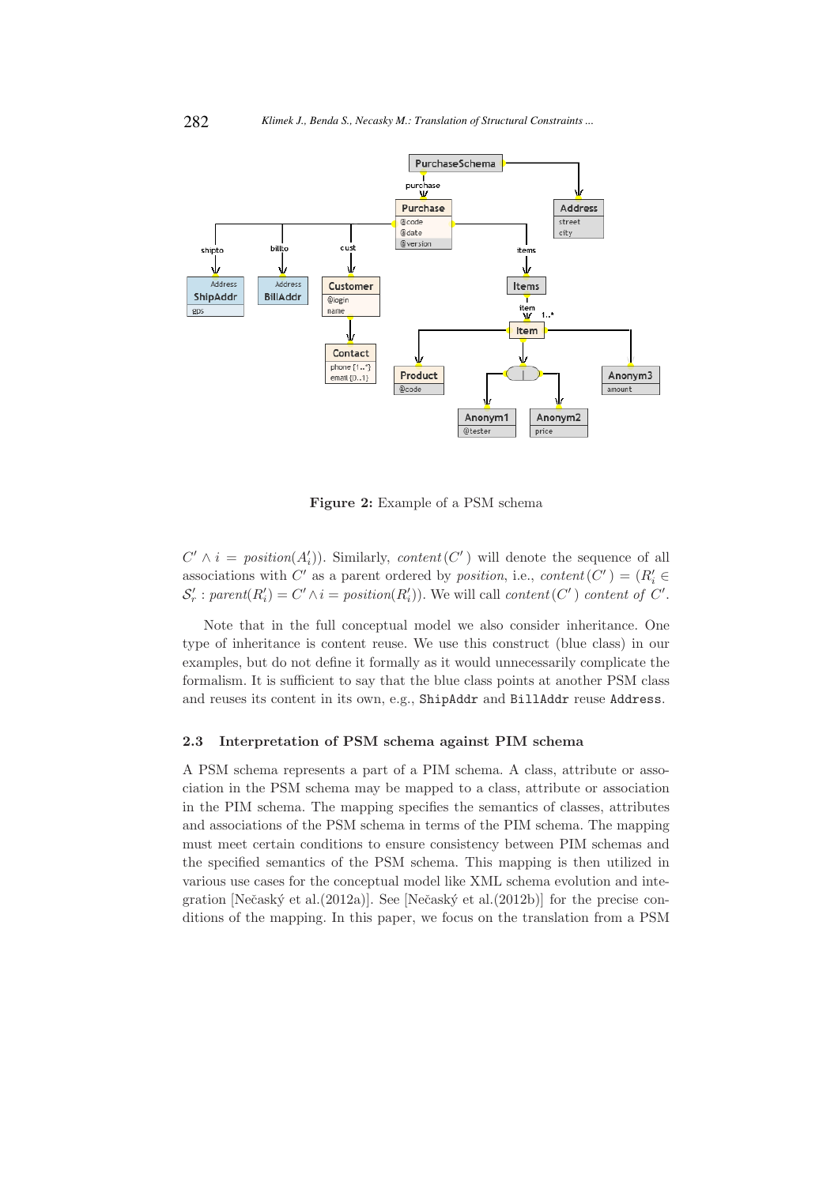Figure 2: Example of a PSM schema

$C' \wedge i = position(A'_i))$. Similarly, *content*$(C')$ will denote the sequence of all associations with $C'$ as a parent ordered by *position*, i.e., *content*$(C') = (R'_i \in \mathcal{S}'_r : parent(R'_i) = C' \wedge i = position(R'_i))$. We will call *content*$(C')$ *content of* $C'$.

Note that in the full conceptual model we also consider inheritance. One type of inheritance is content reuse. We use this construct (blue class) in our examples, but do not define it formally as it would unnecessarily complicate the formalism. It is sufficient to say that the blue class points at another PSM class and reuses its content in its own, e.g., `ShipAddr` and `BillAddr` reuse `Address`.

### 2.3 Interpretation of PSM schema against PIM schema

A PSM schema represents a part of a PIM schema. A class, attribute or association in the PSM schema may be mapped to a class, attribute or association in the PIM schema. The mapping specifies the semantics of classes, attributes and associations of the PSM schema in terms of the PIM schema. The mapping must meet certain conditions to ensure consistency between PIM schemas and the specified semantics of the PSM schema. This mapping is then utilized in various use cases for the conceptual model like XML schema evolution and integration [Nečaský et al.(2012a)]. See [Nečaský et al.(2012b)] for the precise conditions of the mapping. In this paper, we focus on the translation from a PSM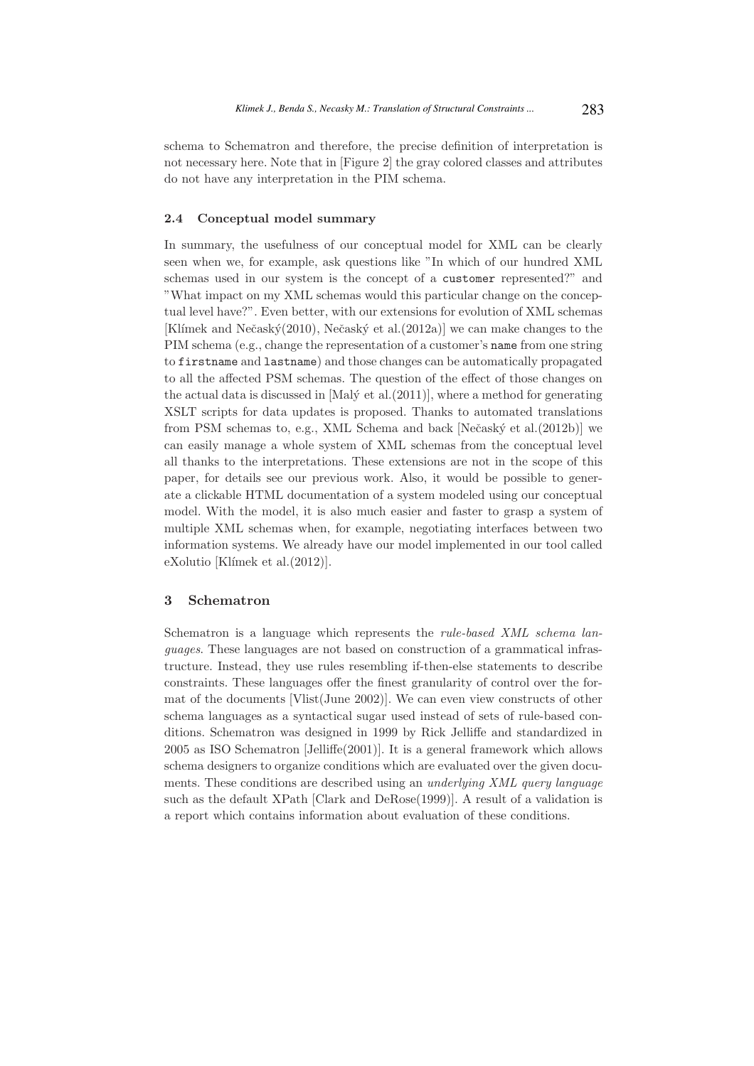schema to Schematron and therefore, the precise definition of interpretation is not necessary here. Note that in [Figure 2] the gray colored classes and attributes do not have any interpretation in the PIM schema.

### 2.4 Conceptual model summary

In summary, the usefulness of our conceptual model for XML can be clearly seen when we, for example, ask questions like "In which of our hundred XML schemas used in our system is the concept of a `customer` represented?" and "What impact on my XML schemas would this particular change on the conceptual level have?". Even better, with our extensions for evolution of XML schemas [Klímek and Nečaský(2010), Nečaský et al.(2012a)] we can make changes to the PIM schema (e.g., change the representation of a customer's `name` from one string to `firstname` and `lastname`) and those changes can be automatically propagated to all the affected PSM schemas. The question of the effect of those changes on the actual data is discussed in [Malý et al.(2011)], where a method for generating XSLT scripts for data updates is proposed. Thanks to automated translations from PSM schemas to, e.g., XML Schema and back [Nečaský et al.(2012b)] we can easily manage a whole system of XML schemas from the conceptual level all thanks to the interpretations. These extensions are not in the scope of this paper, for details see our previous work. Also, it would be possible to generate a clickable HTML documentation of a system modeled using our conceptual model. With the model, it is also much easier and faster to grasp a system of multiple XML schemas when, for example, negotiating interfaces between two information systems. We already have our model implemented in our tool called eXolutio [Klímek et al.(2012)].

## 3 Schematron

Schematron is a language which represents the *rule-based XML schema languages*. These languages are not based on construction of a grammatical infrastructure. Instead, they use rules resembling if-then-else statements to describe constraints. These languages offer the finest granularity of control over the format of the documents [Vlist(June 2002)]. We can even view constructs of other schema languages as a syntactical sugar used instead of sets of rule-based conditions. Schematron was designed in 1999 by Rick Jelliffe and standardized in 2005 as ISO Schematron [Jelliffe(2001)]. It is a general framework which allows schema designers to organize conditions which are evaluated over the given documents. These conditions are described using an *underlying XML query language* such as the default XPath [Clark and DeRose(1999)]. A result of a validation is a report which contains information about evaluation of these conditions.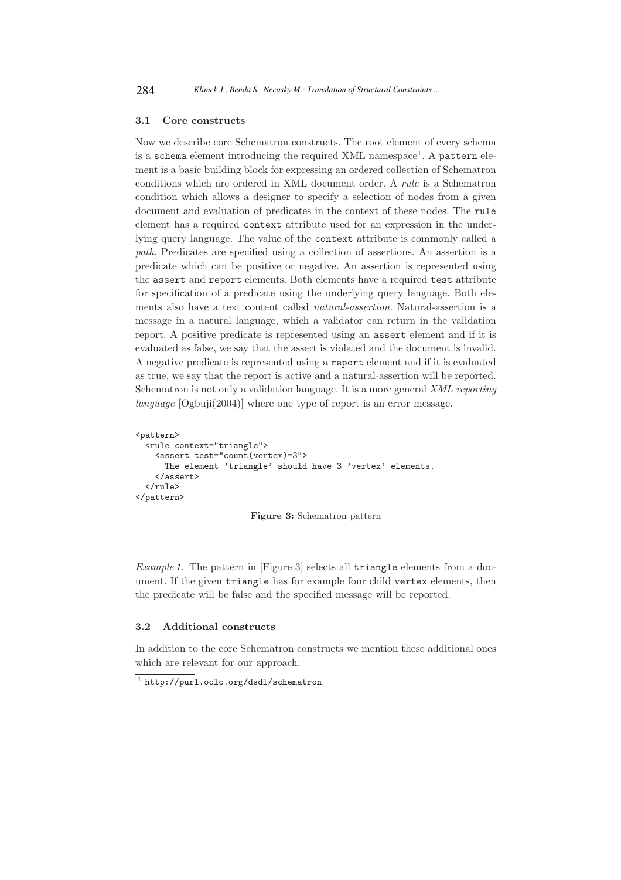### 3.1 Core constructs

Now we describe core Schematron constructs. The root element of every schema is a `schema` element introducing the required XML namespace[1]. A `pattern` element is a basic building block for expressing an ordered collection of Schematron conditions which are ordered in XML document order. A *rule* is a Schematron condition which allows a designer to specify a selection of nodes from a given document and evaluation of predicates in the context of these nodes. The `rule` element has a required `context` attribute used for an expression in the underlying query language. The value of the `context` attribute is commonly called a *path*. Predicates are specified using a collection of assertions. An assertion is a predicate which can be positive or negative. An assertion is represented using the `assert` and `report` elements. Both elements have a required `test` attribute for specification of a predicate using the underlying query language. Both elements also have a text content called *natural-assertion*. Natural-assertion is a message in a natural language, which a validator can return in the validation report. A positive predicate is represented using an `assert` element and if it is evaluated as false, we say that the assert is violated and the document is invalid. A negative predicate is represented using a `report` element and if it is evaluated as true, we say that the report is active and a natural-assertion will be reported. Schematron is not only a validation language. It is a more general *XML reporting language* [Ogbuji(2004)] where one type of report is an error message.

```
<pattern>
  <rule context="triangle">
    <assert test="count(vertex)=3">
      The element 'triangle' should have 3 'vertex' elements.
    </assert>
  </rule>
</pattern>
```

**Figure 3:** Schematron pattern

*Example 1.* The pattern in [Figure 3] selects all `triangle` elements from a document. If the given `triangle` has for example four child `vertex` elements, then the predicate will be false and the specified message will be reported.

### 3.2 Additional constructs

In addition to the core Schematron constructs we mention these additional ones which are relevant for our approach:

[1] http://purl.oclc.org/dsdl/schematron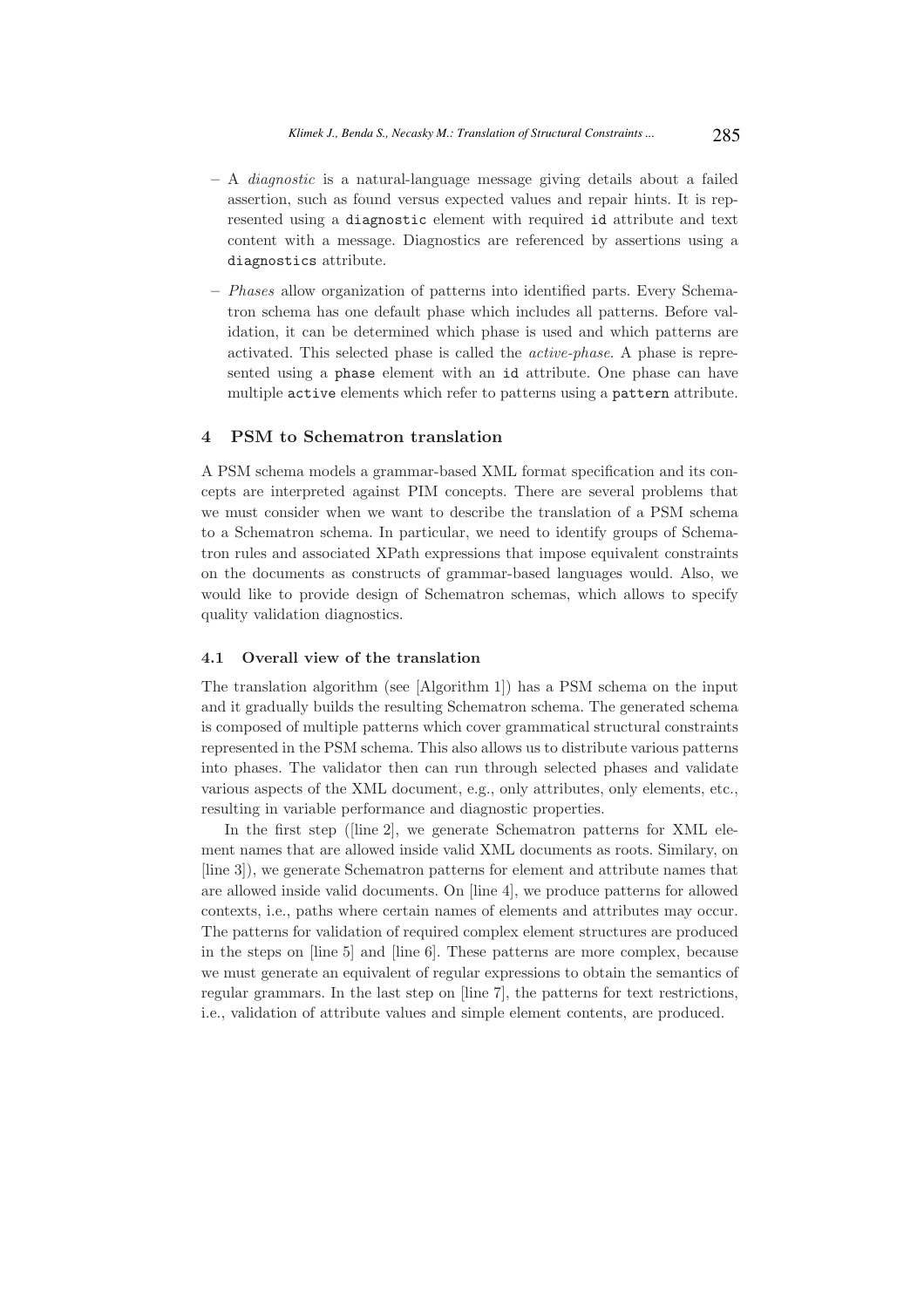– A *diagnostic* is a natural-language message giving details about a failed assertion, such as found versus expected values and repair hints. It is represented using a `diagnostic` element with required `id` attribute and text content with a message. Diagnostics are referenced by assertions using a `diagnostics` attribute.

– *Phases* allow organization of patterns into identified parts. Every Schematron schema has one default phase which includes all patterns. Before validation, it can be determined which phase is used and which patterns are activated. This selected phase is called the *active-phase*. A phase is represented using a `phase` element with an `id` attribute. One phase can have multiple `active` elements which refer to patterns using a `pattern` attribute.

## 4 PSM to Schematron translation

A PSM schema models a grammar-based XML format specification and its concepts are interpreted against PIM concepts. There are several problems that we must consider when we want to describe the translation of a PSM schema to a Schematron schema. In particular, we need to identify groups of Schematron rules and associated XPath expressions that impose equivalent constraints on the documents as constructs of grammar-based languages would. Also, we would like to provide design of Schematron schemas, which allows to specify quality validation diagnostics.

### 4.1 Overall view of the translation

The translation algorithm (see [Algorithm 1]) has a PSM schema on the input and it gradually builds the resulting Schematron schema. The generated schema is composed of multiple patterns which cover grammatical structural constraints represented in the PSM schema. This also allows us to distribute various patterns into phases. The validator then can run through selected phases and validate various aspects of the XML document, e.g., only attributes, only elements, etc., resulting in variable performance and diagnostic properties.

In the first step ([line 2], we generate Schematron patterns for XML element names that are allowed inside valid XML documents as roots. Similary, on [line 3]), we generate Schematron patterns for element and attribute names that are allowed inside valid documents. On [line 4], we produce patterns for allowed contexts, i.e., paths where certain names of elements and attributes may occur. The patterns for validation of required complex element structures are produced in the steps on [line 5] and [line 6]. These patterns are more complex, because we must generate an equivalent of regular expressions to obtain the semantics of regular grammars. In the last step on [line 7], the patterns for text restrictions, i.e., validation of attribute values and simple element contents, are produced.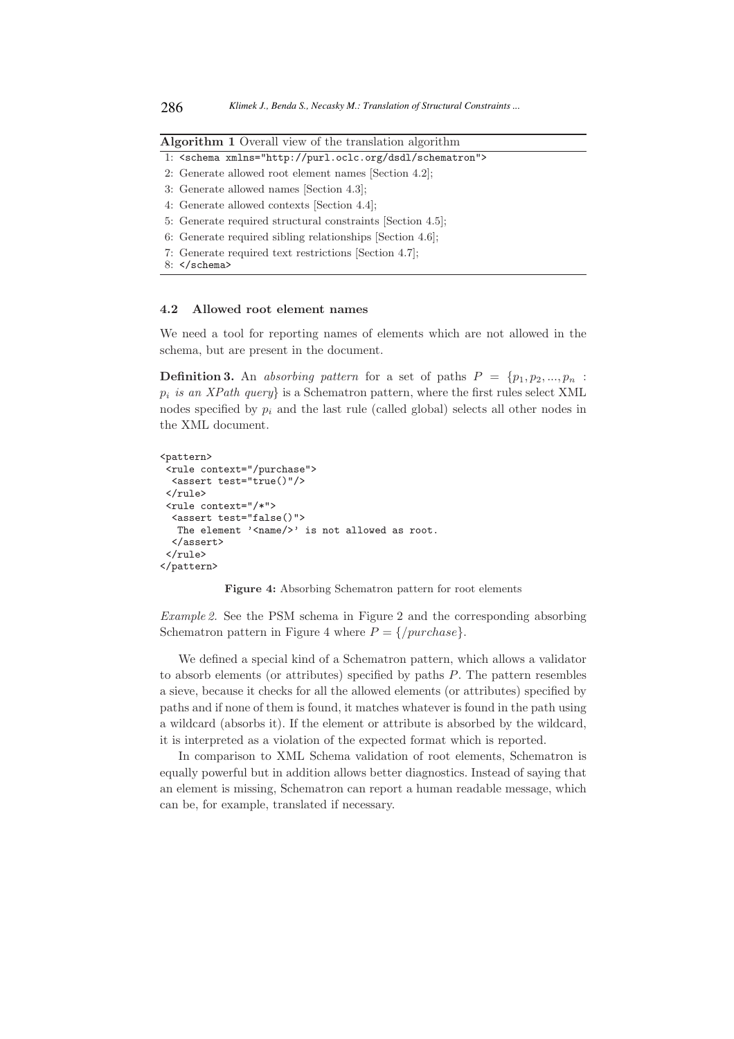**Algorithm 1** Overall view of the translation algorithm

```
1: <schema xmlns="http://purl.oclc.org/dsdl/schematron">
2: Generate allowed root element names [Section 4.2];
3: Generate allowed names [Section 4.3];
4: Generate allowed contexts [Section 4.4];
5: Generate required structural constraints [Section 4.5];
6: Generate required sibling relationships [Section 4.6];
7: Generate required text restrictions [Section 4.7];
8: </schema>
```

### 4.2 Allowed root element names

We need a tool for reporting names of elements which are not allowed in the schema, but are present in the document.

**Definition 3.** An *absorbing pattern* for a set of paths $P = \{p_1, p_2, ..., p_n : p_i \textit{ is an XPath query}\}$ is a Schematron pattern, where the first rules select XML nodes specified by $p_i$ and the last rule (called global) selects all other nodes in the XML document.

```
<pattern>
 <rule context="/purchase">
  <assert test="true()"/>
 </rule>
 <rule context="/*">
  <assert test="false()">
   The element '<name/>' is not allowed as root.
  </assert>
 </rule>
</pattern>
```

**Figure 4:** Absorbing Schematron pattern for root elements

*Example 2.* See the PSM schema in Figure 2 and the corresponding absorbing Schematron pattern in Figure 4 where $P = \{/purchase\}$.

We defined a special kind of a Schematron pattern, which allows a validator to absorb elements (or attributes) specified by paths $P$. The pattern resembles a sieve, because it checks for all the allowed elements (or attributes) specified by paths and if none of them is found, it matches whatever is found in the path using a wildcard (absorbs it). If the element or attribute is absorbed by the wildcard, it is interpreted as a violation of the expected format which is reported.

In comparison to XML Schema validation of root elements, Schematron is equally powerful but in addition allows better diagnostics. Instead of saying that an element is missing, Schematron can report a human readable message, which can be, for example, translated if necessary.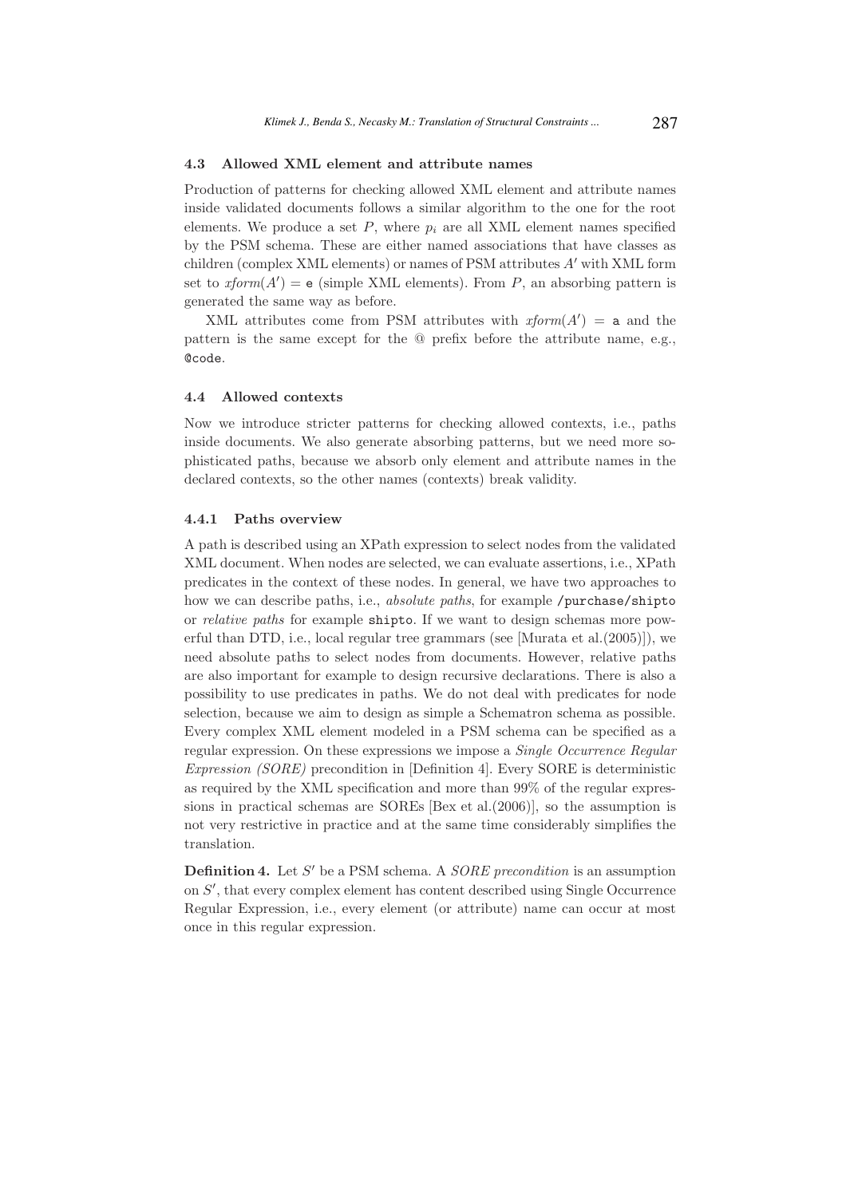### 4.3 Allowed XML element and attribute names

Production of patterns for checking allowed XML element and attribute names inside validated documents follows a similar algorithm to the one for the root elements. We produce a set $P$, where $p_i$ are all XML element names specified by the PSM schema. These are either named associations that have classes as children (complex XML elements) or names of PSM attributes $A'$ with XML form set to $xform(A') = \texttt{e}$ (simple XML elements). From $P$, an absorbing pattern is generated the same way as before.

XML attributes come from PSM attributes with $xform(A') = \texttt{a}$ and the pattern is the same except for the @ prefix before the attribute name, e.g., `@code`.

### 4.4 Allowed contexts

Now we introduce stricter patterns for checking allowed contexts, i.e., paths inside documents. We also generate absorbing patterns, but we need more sophisticated paths, because we absorb only element and attribute names in the declared contexts, so the other names (contexts) break validity.

#### 4.4.1 Paths overview

A path is described using an XPath expression to select nodes from the validated XML document. When nodes are selected, we can evaluate assertions, i.e., XPath predicates in the context of these nodes. In general, we have two approaches to how we can describe paths, i.e., *absolute paths*, for example `/purchase/shipto` or *relative paths* for example `shipto`. If we want to design schemas more powerful than DTD, i.e., local regular tree grammars (see [Murata et al.(2005)]), we need absolute paths to select nodes from documents. However, relative paths are also important for example to design recursive declarations. There is also a possibility to use predicates in paths. We do not deal with predicates for node selection, because we aim to design as simple a Schematron schema as possible. Every complex XML element modeled in a PSM schema can be specified as a regular expression. On these expressions we impose a *Single Occurrence Regular Expression (SORE)* precondition in [Definition 4]. Every SORE is deterministic as required by the XML specification and more than 99% of the regular expressions in practical schemas are SOREs [Bex et al.(2006)], so the assumption is not very restrictive in practice and at the same time considerably simplifies the translation.

**Definition 4.** Let $S'$ be a PSM schema. A *SORE precondition* is an assumption on $S'$, that every complex element has content described using Single Occurrence Regular Expression, i.e., every element (or attribute) name can occur at most once in this regular expression.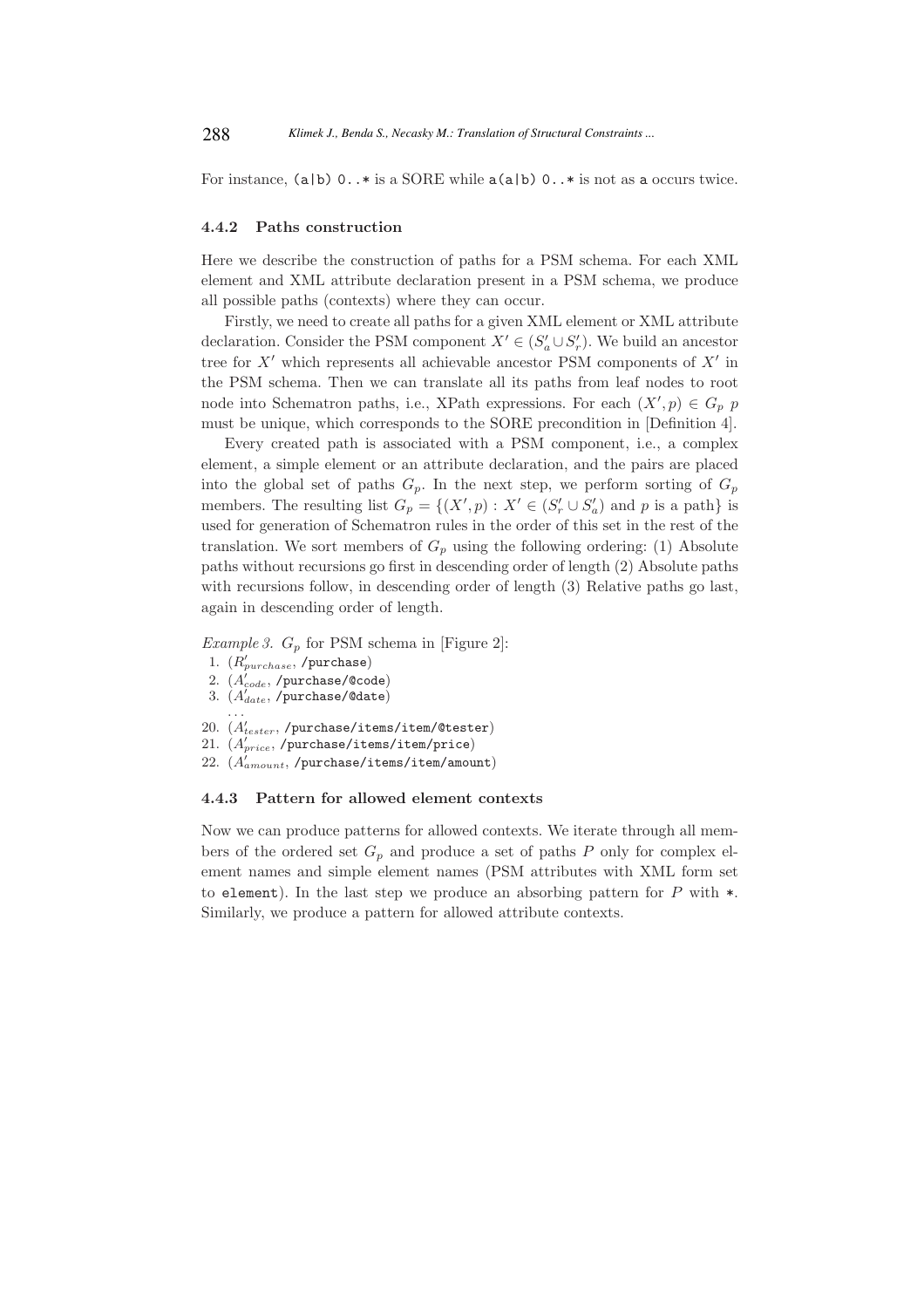For instance, `(a|b) 0..*` is a SORE while `a(a|b) 0..*` is not as `a` occurs twice.

#### 4.4.2 Paths construction

Here we describe the construction of paths for a PSM schema. For each XML element and XML attribute declaration present in a PSM schema, we produce all possible paths (contexts) where they can occur.

Firstly, we need to create all paths for a given XML element or XML attribute declaration. Consider the PSM component $X' \in (S'_a \cup S'_r)$. We build an ancestor tree for $X'$ which represents all achievable ancestor PSM components of $X'$ in the PSM schema. Then we can translate all its paths from leaf nodes to root node into Schematron paths, i.e., XPath expressions. For each $(X', p) \in G_p$ $p$ must be unique, which corresponds to the SORE precondition in [Definition 4].

Every created path is associated with a PSM component, i.e., a complex element, a simple element or an attribute declaration, and the pairs are placed into the global set of paths $G_p$. In the next step, we perform sorting of $G_p$ members. The resulting list $G_p = \{(X', p) : X' \in (S'_r \cup S'_a)$ and $p$ is a path$\}$ is used for generation of Schematron rules in the order of this set in the rest of the translation. We sort members of $G_p$ using the following ordering: (1) Absolute paths without recursions go first in descending order of length (2) Absolute paths with recursions follow, in descending order of length (3) Relative paths go last, again in descending order of length.

*Example 3.* $G_p$ for PSM schema in [Figure 2]:

1. ($R'_{purchase}$, `/purchase`)
2. ($A'_{code}$, `/purchase/@code`)
3. ($A'_{date}$, `/purchase/@date`)

...

20. ($A'_{tester}$, `/purchase/items/item/@tester`)
21. ($A'_{price}$, `/purchase/items/item/price`)
22. ($A'_{amount}$, `/purchase/items/item/amount`)

#### 4.4.3 Pattern for allowed element contexts

Now we can produce patterns for allowed contexts. We iterate through all members of the ordered set $G_p$ and produce a set of paths $P$ only for complex element names and simple element names (PSM attributes with XML form set to `element`). In the last step we produce an absorbing pattern for $P$ with `*`. Similarly, we produce a pattern for allowed attribute contexts.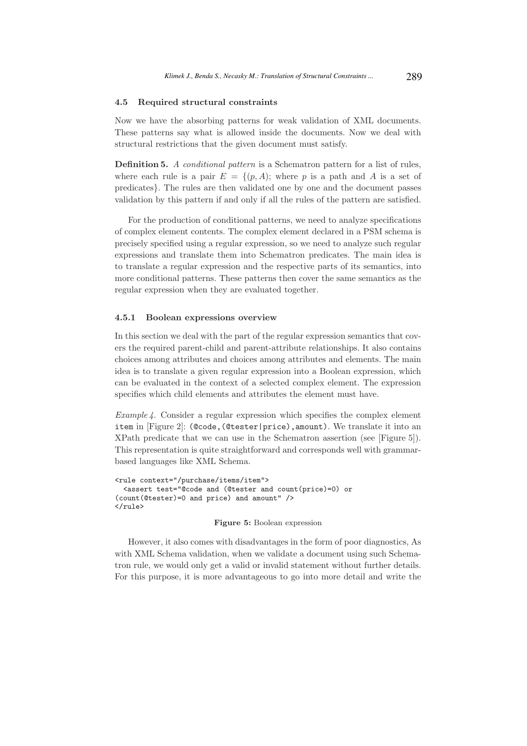### 4.5 Required structural constraints

Now we have the absorbing patterns for weak validation of XML documents. These patterns say what is allowed inside the documents. Now we deal with structural restrictions that the given document must satisfy.

**Definition 5.** *A conditional pattern* is a Schematron pattern for a list of rules, where each rule is a pair $E = \{(p, A)$; where $p$ is a path and $A$ is a set of predicates$\}$. The rules are then validated one by one and the document passes validation by this pattern if and only if all the rules of the pattern are satisfied.

For the production of conditional patterns, we need to analyze specifications of complex element contents. The complex element declared in a PSM schema is precisely specified using a regular expression, so we need to analyze such regular expressions and translate them into Schematron predicates. The main idea is to translate a regular expression and the respective parts of its semantics, into more conditional patterns. These patterns then cover the same semantics as the regular expression when they are evaluated together.

#### 4.5.1 Boolean expressions overview

In this section we deal with the part of the regular expression semantics that covers the required parent-child and parent-attribute relationships. It also contains choices among attributes and choices among attributes and elements. The main idea is to translate a given regular expression into a Boolean expression, which can be evaluated in the context of a selected complex element. The expression specifies which child elements and attributes the element must have.

*Example 4.* Consider a regular expression which specifies the complex element `item` in [Figure 2]: `(@code,(@tester|price),amount)`. We translate it into an XPath predicate that we can use in the Schematron assertion (see [Figure 5]). This representation is quite straightforward and corresponds well with grammar-based languages like XML Schema.

```
<rule context="/purchase/items/item">
  <assert test="@code and (@tester and count(price)=0) or
(count(@tester)=0 and price) and amount" />
</rule>
```

**Figure 5:** Boolean expression

However, it also comes with disadvantages in the form of poor diagnostics, As with XML Schema validation, when we validate a document using such Schematron rule, we would only get a valid or invalid statement without further details. For this purpose, it is more advantageous to go into more detail and write the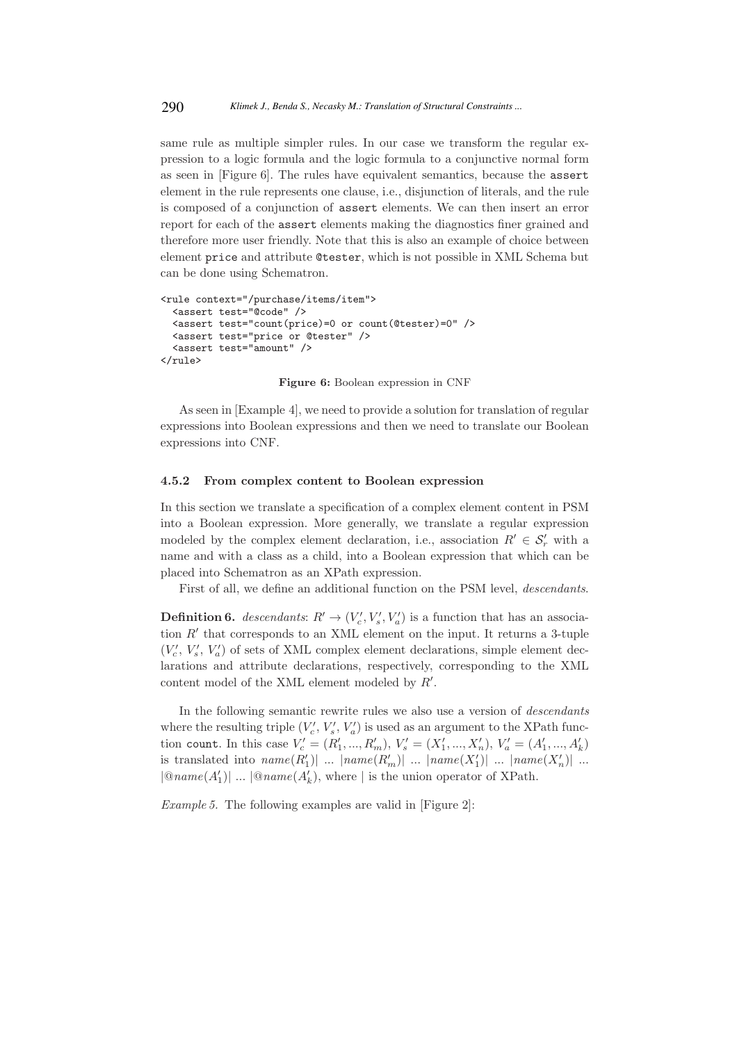same rule as multiple simpler rules. In our case we transform the regular expression to a logic formula and the logic formula to a conjunctive normal form as seen in [Figure 6]. The rules have equivalent semantics, because the `assert` element in the rule represents one clause, i.e., disjunction of literals, and the rule is composed of a conjunction of `assert` elements. We can then insert an error report for each of the `assert` elements making the diagnostics finer grained and therefore more user friendly. Note that this is also an example of choice between element `price` and attribute `@tester`, which is not possible in XML Schema but can be done using Schematron.

```
<rule context="/purchase/items/item">
  <assert test="@code" />
  <assert test="count(price)=0 or count(@tester)=0" />
  <assert test="price or @tester" />
  <assert test="amount" />
</rule>
```

**Figure 6:** Boolean expression in CNF

As seen in [Example 4], we need to provide a solution for translation of regular expressions into Boolean expressions and then we need to translate our Boolean expressions into CNF.

#### 4.5.2 From complex content to Boolean expression

In this section we translate a specification of a complex element content in PSM into a Boolean expression. More generally, we translate a regular expression modeled by the complex element declaration, i.e., association $R' \in \mathcal{S}'_r$ with a name and with a class as a child, into a Boolean expression that which can be placed into Schematron as an XPath expression.

First of all, we define an additional function on the PSM level, *descendants*.

**Definition 6.** *descendants*: $R' \rightarrow (V'_c, V'_s, V'_a)$ is a function that has an association $R'$ that corresponds to an XML element on the input. It returns a 3-tuple $(V'_c, V'_s, V'_a)$ of sets of XML complex element declarations, simple element declarations and attribute declarations, respectively, corresponding to the XML content model of the XML element modeled by $R'$.

In the following semantic rewrite rules we also use a version of *descendants* where the resulting triple $(V'_c, V'_s, V'_a)$ is used as an argument to the XPath function `count`. In this case $V'_c = (R'_1, ..., R'_m)$, $V'_s = (X'_1, ..., X'_n)$, $V'_a = (A'_1, ..., A'_k)$ is translated into $name(R'_1)|\ ...\ |name(R'_m)|\ ...\ |name(X'_1)|\ ...\ |name(X'_n)|\ ...\ |@name(A'_1)|\ ...\ |@name(A'_k)$, where | is the union operator of XPath.

*Example 5.* The following examples are valid in [Figure 2]: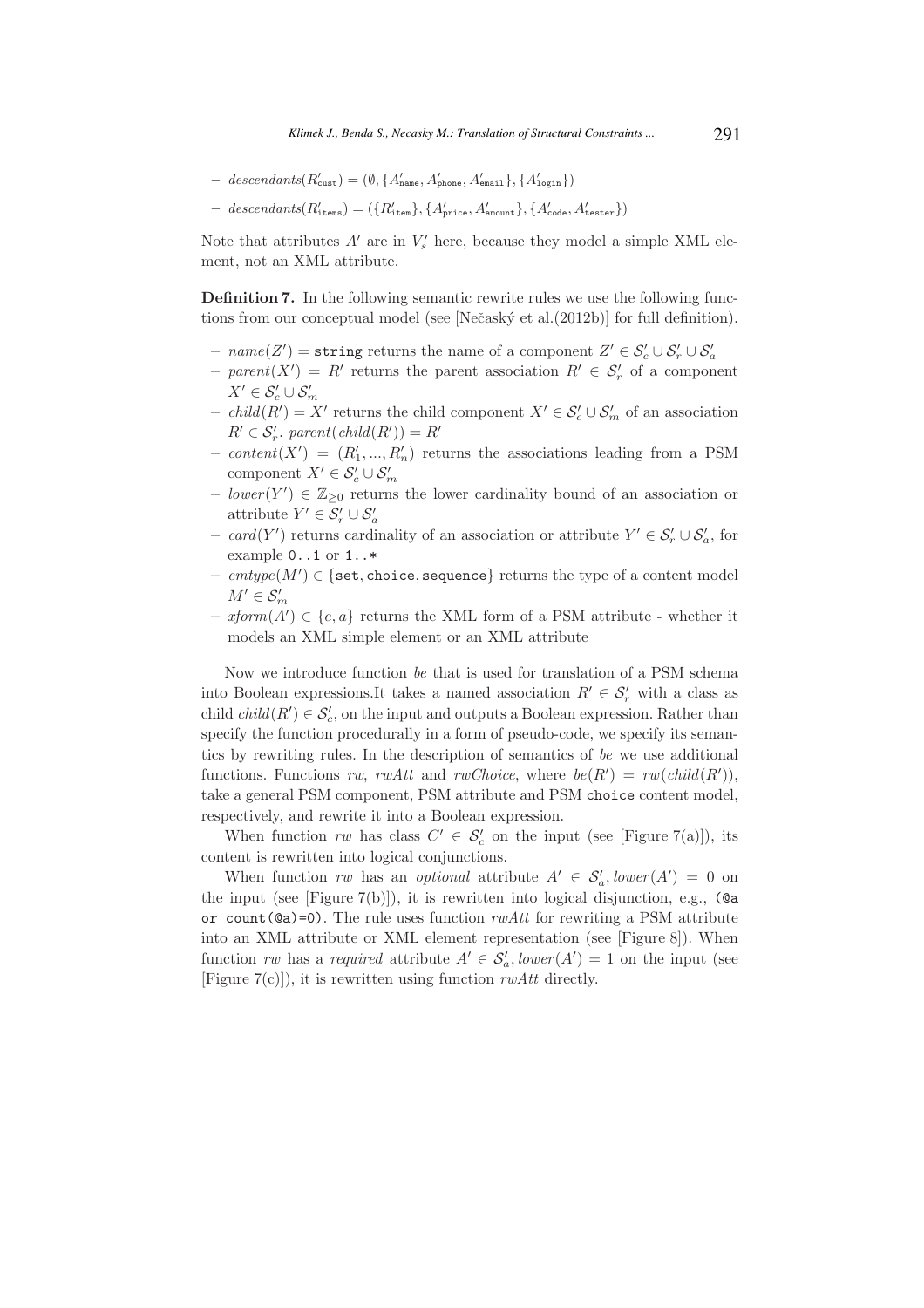- $descendants(R'_{\texttt{cust}}) = (\emptyset, \{A'_{\texttt{name}}, A'_{\texttt{phone}}, A'_{\texttt{email}}\}, \{A'_{\texttt{login}}\})$
- $descendants(R'_{\texttt{items}}) = (\{R'_{\texttt{item}}\}, \{A'_{\texttt{price}}, A'_{\texttt{amount}}\}, \{A'_{\texttt{code}}, A'_{\texttt{tester}}\})$

Note that attributes $A'$ are in $V'_s$ here, because they model a simple XML element, not an XML attribute.

**Definition 7.** In the following semantic rewrite rules we use the following functions from our conceptual model (see [Nečaský et al.(2012b)] for full definition).

- $name(Z') = \texttt{string}$ returns the name of a component $Z' \in \mathcal{S}'_c \cup \mathcal{S}'_r \cup \mathcal{S}'_a$
- $parent(X') = R'$ returns the parent association $R' \in \mathcal{S}'_r$ of a component $X' \in \mathcal{S}'_c \cup \mathcal{S}'_m$
- $child(R') = X'$ returns the child component $X' \in \mathcal{S}'_c \cup \mathcal{S}'_m$ of an association $R' \in \mathcal{S}'_r$. $parent(child(R')) = R'$
- $content(X') = (R'_1, ..., R'_n)$ returns the associations leading from a PSM component $X' \in \mathcal{S}'_c \cup \mathcal{S}'_m$
- $lower(Y') \in \mathbb{Z}_{\geq 0}$ returns the lower cardinality bound of an association or attribute $Y' \in \mathcal{S}'_r \cup \mathcal{S}'_a$
- $card(Y')$ returns cardinality of an association or attribute $Y' \in \mathcal{S}'_r \cup \mathcal{S}'_a$, for example `0..1` or `1..*`
- $cmtype(M') \in \{\texttt{set}, \texttt{choice}, \texttt{sequence}\}$ returns the type of a content model $M' \in \mathcal{S}'_m$
- $xform(A') \in \{e, a\}$ returns the XML form of a PSM attribute - whether it models an XML simple element or an XML attribute

Now we introduce function *be* that is used for translation of a PSM schema into Boolean expressions.It takes a named association $R' \in \mathcal{S}'_r$ with a class as child $child(R') \in \mathcal{S}'_c$, on the input and outputs a Boolean expression. Rather than specify the function procedurally in a form of pseudo-code, we specify its semantics by rewriting rules. In the description of semantics of *be* we use additional functions. Functions *rw*, *rwAtt* and *rwChoice*, where $be(R') = rw(child(R'))$, take a general PSM component, PSM attribute and PSM `choice` content model, respectively, and rewrite it into a Boolean expression.

When function *rw* has class $C' \in \mathcal{S}'_c$ on the input (see [Figure 7(a)]), its content is rewritten into logical conjunctions.

When function *rw* has an *optional* attribute $A' \in \mathcal{S}'_a, lower(A') = 0$ on the input (see [Figure 7(b)]), it is rewritten into logical disjunction, e.g., `(@a or count(@a)=0)`. The rule uses function *rwAtt* for rewriting a PSM attribute into an XML attribute or XML element representation (see [Figure 8]). When function *rw* has a *required* attribute $A' \in \mathcal{S}'_a, lower(A') = 1$ on the input (see [Figure 7(c)]), it is rewritten using function *rwAtt* directly.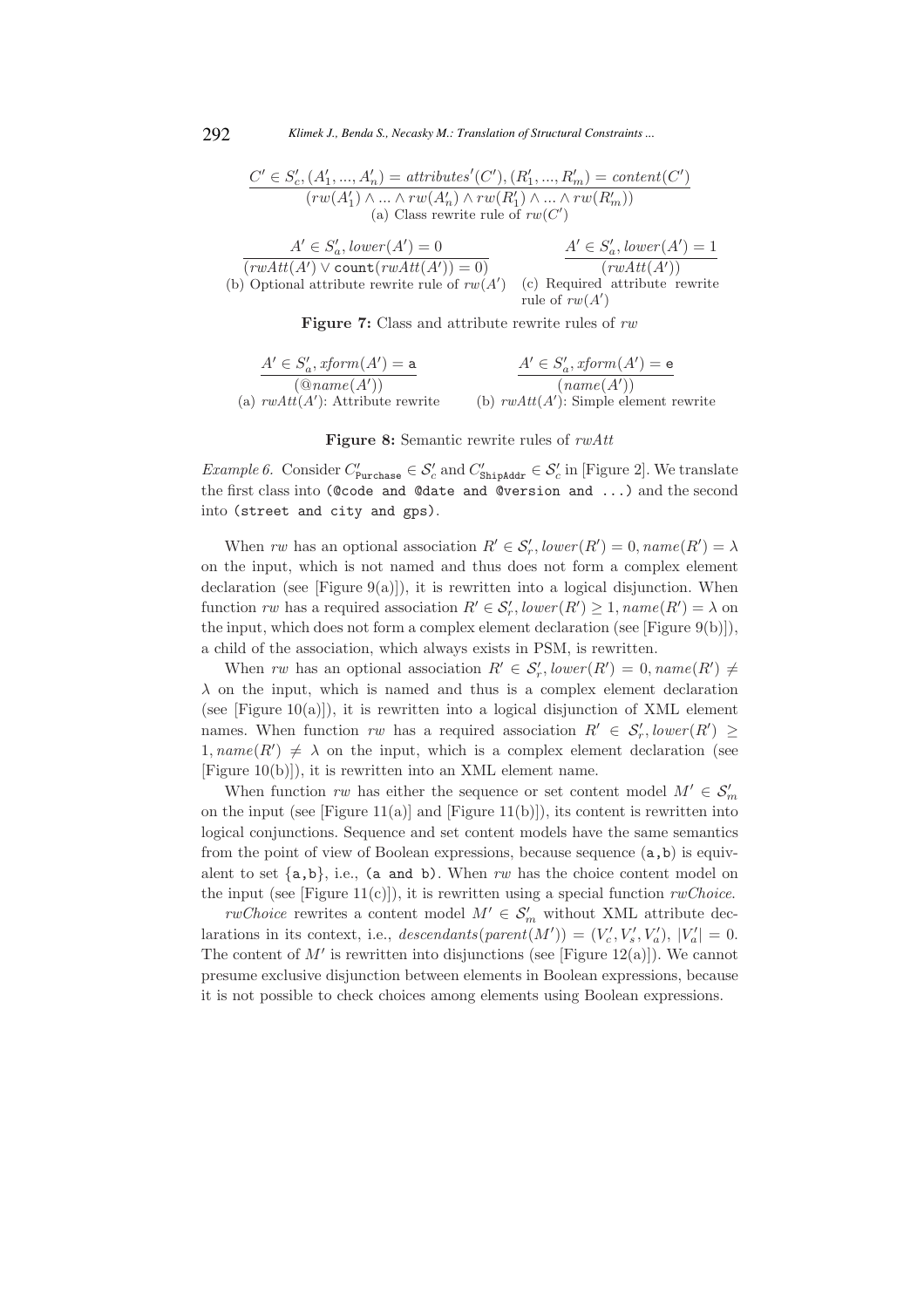$$\frac{C' \in S'_c, (A'_1, ..., A'_n) = attributes'(C'), (R'_1, ..., R'_m) = content(C')}{(rw(A'_1) \wedge ... \wedge rw(A'_n) \wedge rw(R'_1) \wedge ... \wedge rw(R'_m))}$$

(a) Class rewrite rule of $rw(C')$

$$\frac{A' \in S'_a, lower(A') = 0}{(rwAtt(A') \vee \texttt{count}(rwAtt(A')) = 0)}$$

(b) Optional attribute rewrite rule of $rw(A')$

$$\frac{A' \in S'_a, lower(A') = 1}{(rwAtt(A'))}$$

(c) Required attribute rewrite rule of $rw(A')$

**Figure 7:** Class and attribute rewrite rules of *rw*

$$\frac{A' \in S'_a, xform(A') = \texttt{a}}{(@name(A'))}$$

(a) $rwAtt(A')$: Attribute rewrite

$$\frac{A' \in S'_a, xform(A') = \texttt{e}}{(name(A'))}$$

(b) $rwAtt(A')$: Simple element rewrite

**Figure 8:** Semantic rewrite rules of *rwAtt*

*Example 6.* Consider $C'_{\texttt{Purchase}} \in \mathcal{S}'_c$ and $C'_{\texttt{ShipAddr}} \in \mathcal{S}'_c$ in [Figure 2]. We translate the first class into `(@code and @date and @version and ...)` and the second into `(street and city and gps)`.

When *rw* has an optional association $R' \in \mathcal{S}'_r, lower(R') = 0, name(R') = \lambda$ on the input, which is not named and thus does not form a complex element declaration (see [Figure 9(a)]), it is rewritten into a logical disjunction. When function *rw* has a required association $R' \in \mathcal{S}'_r, lower(R') \geq 1, name(R') = \lambda$ on the input, which does not form a complex element declaration (see [Figure 9(b)]), a child of the association, which always exists in PSM, is rewritten.

When *rw* has an optional association $R' \in \mathcal{S}'_r, lower(R') = 0, name(R') \neq \lambda$ on the input, which is named and thus is a complex element declaration (see [Figure 10(a)]), it is rewritten into a logical disjunction of XML element names. When function *rw* has a required association $R' \in \mathcal{S}'_r, lower(R') \geq 1, name(R') \neq \lambda$ on the input, which is a complex element declaration (see [Figure 10(b)]), it is rewritten into an XML element name.

When function *rw* has either the sequence or set content model $M' \in \mathcal{S}'_m$ on the input (see [Figure 11(a)] and [Figure 11(b)]), its content is rewritten into logical conjunctions. Sequence and set content models have the same semantics from the point of view of Boolean expressions, because sequence `(a,b)` is equivalent to set `{a,b}`, i.e., `(a and b)`. When *rw* has the choice content model on the input (see [Figure 11(c)]), it is rewritten using a special function *rwChoice*.

*rwChoice* rewrites a content model $M' \in \mathcal{S}'_m$ without XML attribute declarations in its context, i.e., $descendants(parent(M')) = (V'_c, V'_s, V'_a)$, $|V'_a| = 0$. The content of $M'$ is rewritten into disjunctions (see [Figure 12(a)]). We cannot presume exclusive disjunction between elements in Boolean expressions, because it is not possible to check choices among elements using Boolean expressions.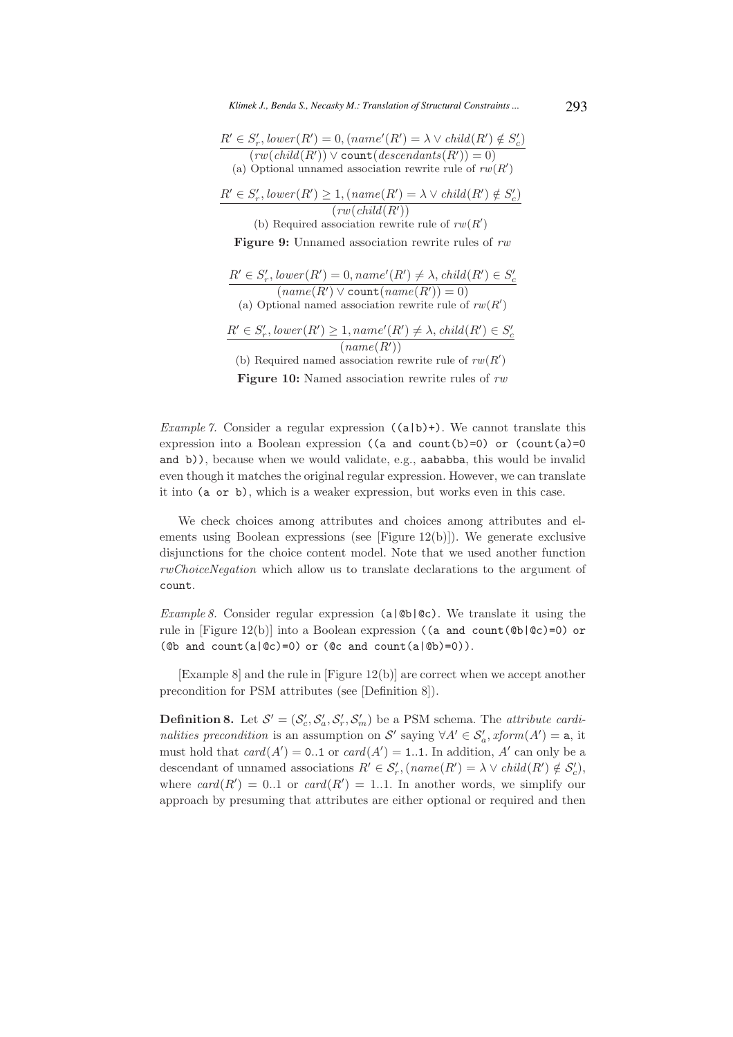$$\frac{R' \in S'_r, lower(R') = 0, (name'(R') = \lambda \vee child(R') \notin S'_c)}{(rw(child(R')) \vee \texttt{count}(descendants(R')) = 0)}$$

(a) Optional unnamed association rewrite rule of $rw(R')$

$$\frac{R' \in S'_r, lower(R') \geq 1, (name(R') = \lambda \vee child(R') \notin S'_c)}{(rw(child(R'))}$$

(b) Required association rewrite rule of $rw(R')$

**Figure 9:** Unnamed association rewrite rules of $rw$

$$\frac{R' \in S'_r, lower(R') = 0, name'(R') \neq \lambda, child(R') \in S'_c}{(name(R') \vee \texttt{count}(name(R')) = 0)}$$

(a) Optional named association rewrite rule of $rw(R')$

$$\frac{R' \in S'_r, lower(R') \geq 1, name'(R') \neq \lambda, child(R') \in S'_c}{(name(R'))}$$

(b) Required named association rewrite rule of $rw(R')$

**Figure 10:** Named association rewrite rules of $rw$

*Example 7.* Consider a regular expression `((a|b)+)`. We cannot translate this expression into a Boolean expression `((a and count(b)=0) or (count(a)=0 and b))`, because when we would validate, e.g., `aababba`, this would be invalid even though it matches the original regular expression. However, we can translate it into `(a or b)`, which is a weaker expression, but works even in this case.

We check choices among attributes and choices among attributes and elements using Boolean expressions (see [Figure 12(b)]). We generate exclusive disjunctions for the choice content model. Note that we used another function *rwChoiceNegation* which allow us to translate declarations to the argument of `count`.

*Example 8.* Consider regular expression `(a|@b|@c)`. We translate it using the rule in [Figure 12(b)] into a Boolean expression `((a and count(@b|@c)=0) or (@b and count(a|@c)=0) or (@c and count(a|@b)=0))`.

[Example 8] and the rule in [Figure 12(b)] are correct when we accept another precondition for PSM attributes (see [Definition 8]).

**Definition 8.** Let $\mathcal{S}' = (\mathcal{S}'_c, \mathcal{S}'_a, \mathcal{S}'_r, \mathcal{S}'_m)$ be a PSM schema. The *attribute cardinalities precondition* is an assumption on $\mathcal{S}'$ saying $\forall A' \in \mathcal{S}'_a, xform(A') = \texttt{a}$, it must hold that $card(A') = \texttt{0..1}$ or $card(A') = \texttt{1..1}$. In addition, $A'$ can only be a descendant of unnamed associations $R' \in \mathcal{S}'_r, (name(R') = \lambda \vee child(R') \notin \mathcal{S}'_c)$, where $card(R') = 0..1$ or $card(R') = 1..1$. In another words, we simplify our approach by presuming that attributes are either optional or required and then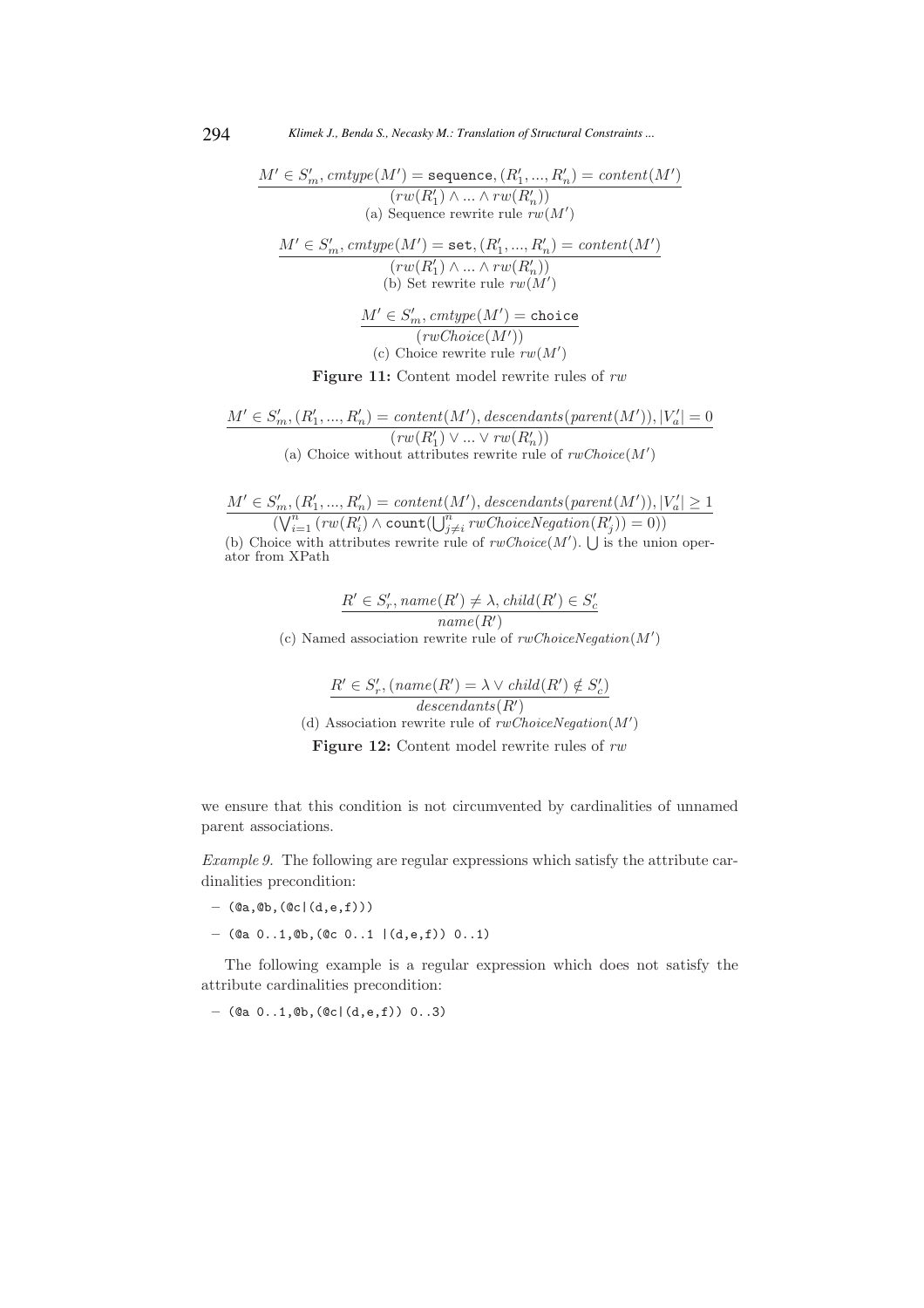$$\frac{M' \in S'_m, cmtype(M') = \texttt{sequence}, (R'_1, ..., R'_n) = content(M')}{(rw(R'_1) \wedge ... \wedge rw(R'_n))}$$

(a) Sequence rewrite rule $rw(M')$

$$\frac{M' \in S'_m, cmtype(M') = \texttt{set}, (R'_1, ..., R'_n) = content(M')}{(rw(R'_1) \wedge ... \wedge rw(R'_n))}$$

(b) Set rewrite rule $rw(M')$

$$\frac{M' \in S'_m, cmtype(M') = \texttt{choice}}{(rwChoice(M'))}$$

(c) Choice rewrite rule $rw(M')$

**Figure 11:** Content model rewrite rules of $rw$

$$\frac{M' \in S'_m, (R'_1, ..., R'_n) = content(M'), descendants(parent(M')), |V'_a| = 0}{(rw(R'_1) \vee ... \vee rw(R'_n))}$$

(a) Choice without attributes rewrite rule of $rwChoice(M')$

$$\frac{M' \in S'_m, (R'_1, ..., R'_n) = content(M'), descendants(parent(M')), |V'_a| \geq 1}{(\bigvee_{i=1}^{n} (rw(R'_i) \wedge \texttt{count}(\bigcup_{j \neq i}^{n} rwChoiceNegation(R'_j)) = 0))}$$

(b) Choice with attributes rewrite rule of $rwChoice(M')$. $\bigcup$ is the union operator from XPath

$$\frac{R' \in S'_r, name(R') \neq \lambda, child(R') \in S'_c}{name(R')}$$

(c) Named association rewrite rule of $rwChoiceNegation(M')$

$$\frac{R' \in S'_r, (name(R') = \lambda \vee child(R') \notin S'_c)}{descendants(R')}$$

(d) Association rewrite rule of $rwChoiceNegation(M')$

**Figure 12:** Content model rewrite rules of $rw$

we ensure that this condition is not circumvented by cardinalities of unnamed parent associations.

*Example 9.* The following are regular expressions which satisfy the attribute cardinalities precondition:

- `(@a,@b,(@c|(d,e,f)))`
- `(@a 0..1,@b,(@c 0..1 |(d,e,f)) 0..1)`

The following example is a regular expression which does not satisfy the attribute cardinalities precondition:

- `(@a 0..1,@b,(@c|(d,e,f)) 0..3)`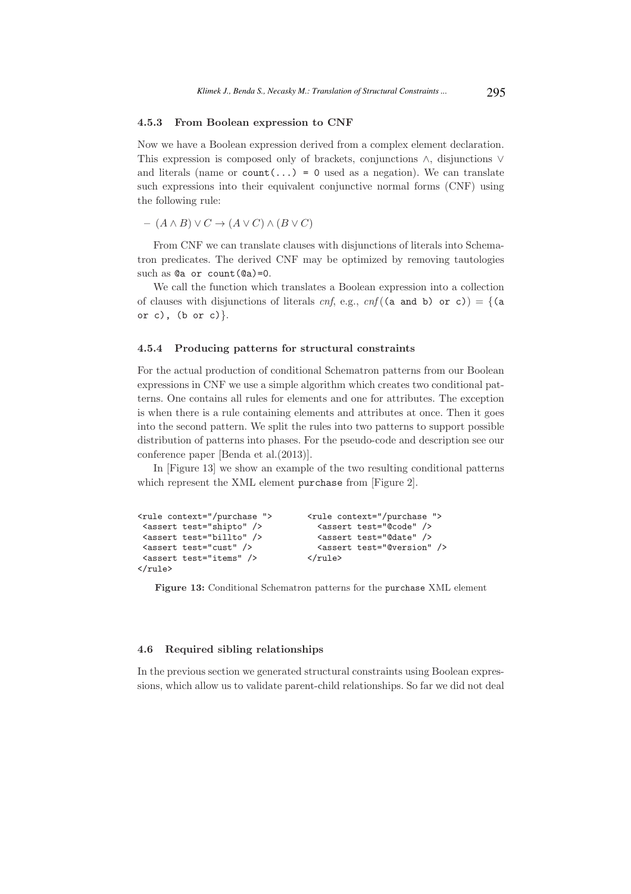#### 4.5.3 From Boolean expression to CNF

Now we have a Boolean expression derived from a complex element declaration. This expression is composed only of brackets, conjunctions $\wedge$, disjunctions $\vee$ and literals (name or `count(...) = 0` used as a negation). We can translate such expressions into their equivalent conjunctive normal forms (CNF) using the following rule:

– $(A \wedge B) \vee C \rightarrow (A \vee C) \wedge (B \vee C)$

From CNF we can translate clauses with disjunctions of literals into Schematron predicates. The derived CNF may be optimized by removing tautologies such as `@a or count(@a)=0`.

We call the function which translates a Boolean expression into a collection of clauses with disjunctions of literals *cnf*, e.g., *cnf*(`(a and b) or c)`) = {`(a or c)`, `(b or c)`}.

#### 4.5.4 Producing patterns for structural constraints

For the actual production of conditional Schematron patterns from our Boolean expressions in CNF we use a simple algorithm which creates two conditional patterns. One contains all rules for elements and one for attributes. The exception is when there is a rule containing elements and attributes at once. Then it goes into the second pattern. We split the rules into two patterns to support possible distribution of patterns into phases. For the pseudo-code and description see our conference paper [Benda et al.(2013)].

In [Figure 13] we show an example of the two resulting conditional patterns which represent the XML element `purchase` from [Figure 2].

```
<rule context="/purchase ">
 <assert test="shipto" />
 <assert test="billto" />
 <assert test="cust" />
 <assert test="items" />
</rule>
```

```
<rule context="/purchase ">
  <assert test="@code" />
  <assert test="@date" />
  <assert test="@version" />
</rule>
```

**Figure 13:** Conditional Schematron patterns for the `purchase` XML element

### 4.6 Required sibling relationships

In the previous section we generated structural constraints using Boolean expressions, which allow us to validate parent-child relationships. So far we did not deal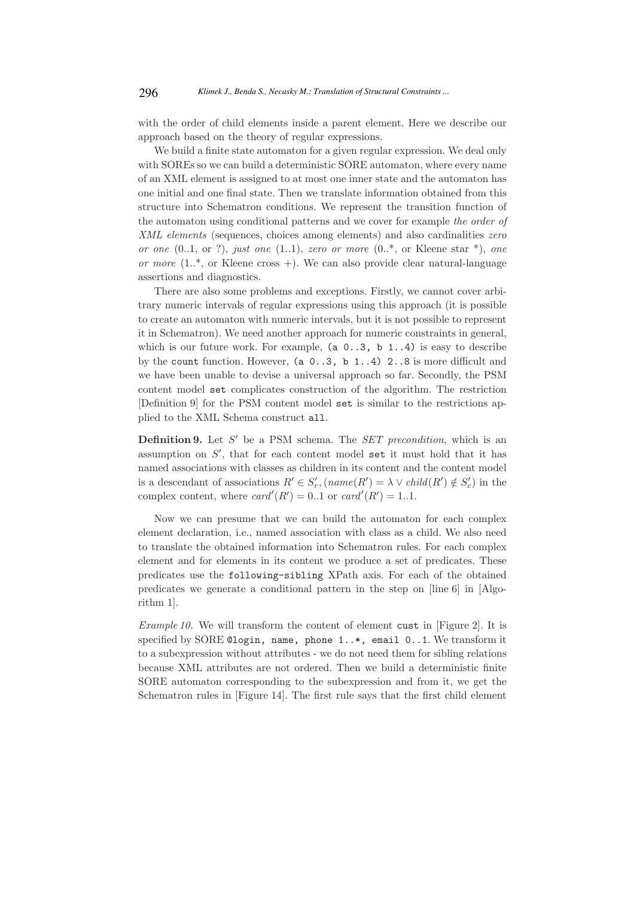with the order of child elements inside a parent element. Here we describe our approach based on the theory of regular expressions.

We build a finite state automaton for a given regular expression. We deal only with SOREs so we can build a deterministic SORE automaton, where every name of an XML element is assigned to at most one inner state and the automaton has one initial and one final state. Then we translate information obtained from this structure into Schematron conditions. We represent the transition function of the automaton using conditional patterns and we cover for example *the order of XML elements* (sequences, choices among elements) and also cardinalities *zero or one* (0..1, or ?), *just one* (1..1), *zero or more* (0..\*, or Kleene star \*), *one or more* (1..\*, or Kleene cross +). We can also provide clear natural-language assertions and diagnostics.

There are also some problems and exceptions. Firstly, we cannot cover arbitrary numeric intervals of regular expressions using this approach (it is possible to create an automaton with numeric intervals, but it is not possible to represent it in Schematron). We need another approach for numeric constraints in general, which is our future work. For example, `(a 0..3, b 1..4)` is easy to describe by the `count` function. However, `(a 0..3, b 1..4) 2..8` is more difficult and we have been unable to devise a universal approach so far. Secondly, the PSM content model `set` complicates construction of the algorithm. The restriction [Definition 9] for the PSM content model `set` is similar to the restrictions applied to the XML Schema construct `all`.

**Definition 9.** Let $S'$ be a PSM schema. The *SET precondition*, which is an assumption on $S'$, that for each content model `set` it must hold that it has named associations with classes as children in its content and the content model is a descendant of associations $R' \in S'_r, (name(R') = \lambda \vee child(R') \notin S'_c)$ in the complex content, where $card'(R') = 0..1$ or $card'(R') = 1..1$.

Now we can presume that we can build the automaton for each complex element declaration, i.e., named association with class as a child. We also need to translate the obtained information into Schematron rules. For each complex element and for elements in its content we produce a set of predicates. These predicates use the `following-sibling` XPath axis. For each of the obtained predicates we generate a conditional pattern in the step on [line 6] in [Algorithm 1].

*Example 10.* We will transform the content of element `cust` in [Figure 2]. It is specified by SORE `@login, name, phone 1..*, email 0..1`. We transform it to a subexpression without attributes - we do not need them for sibling relations because XML attributes are not ordered. Then we build a deterministic finite SORE automaton corresponding to the subexpression and from it, we get the Schematron rules in [Figure 14]. The first rule says that the first child element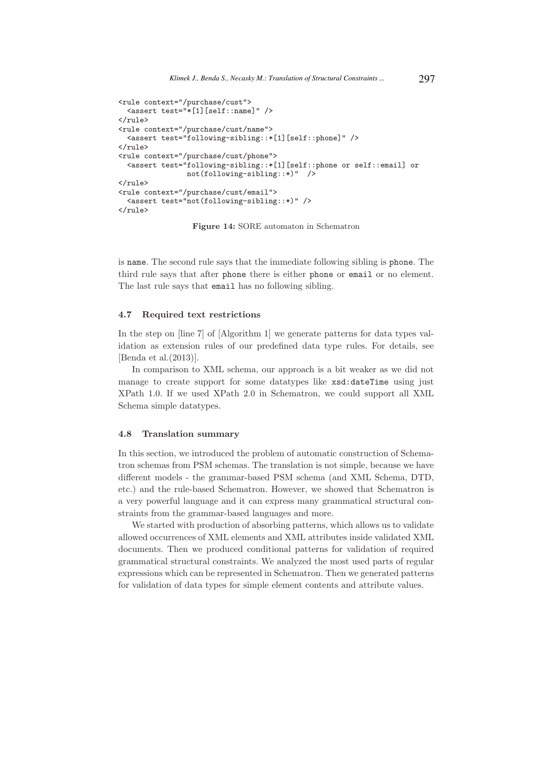```
<rule context="/purchase/cust">
  <assert test="*[1][self::name]" />
</rule>
<rule context="/purchase/cust/name">
  <assert test="following-sibling::*[1][self::phone]" />
</rule>
<rule context="/purchase/cust/phone">
  <assert test="following-sibling::*[1][self::phone or self::email] or
                not(following-sibling::*)"  />
</rule>
<rule context="/purchase/cust/email">
  <assert test="not(following-sibling::*)" />
</rule>
```

**Figure 14:** SORE automaton in Schematron

is `name`. The second rule says that the immediate following sibling is `phone`. The third rule says that after `phone` there is either `phone` or `email` or no element. The last rule says that `email` has no following sibling.

### 4.7 Required text restrictions

In the step on [line 7] of [Algorithm 1] we generate patterns for data types validation as extension rules of our predefined data type rules. For details, see [Benda et al.(2013)].

In comparison to XML schema, our approach is a bit weaker as we did not manage to create support for some datatypes like `xsd:dateTime` using just XPath 1.0. If we used XPath 2.0 in Schematron, we could support all XML Schema simple datatypes.

### 4.8 Translation summary

In this section, we introduced the problem of automatic construction of Schematron schemas from PSM schemas. The translation is not simple, because we have different models - the grammar-based PSM schema (and XML Schema, DTD, etc.) and the rule-based Schematron. However, we showed that Schematron is a very powerful language and it can express many grammatical structural constraints from the grammar-based languages and more.

We started with production of absorbing patterns, which allows us to validate allowed occurrences of XML elements and XML attributes inside validated XML documents. Then we produced conditional patterns for validation of required grammatical structural constraints. We analyzed the most used parts of regular expressions which can be represented in Schematron. Then we generated patterns for validation of data types for simple element contents and attribute values.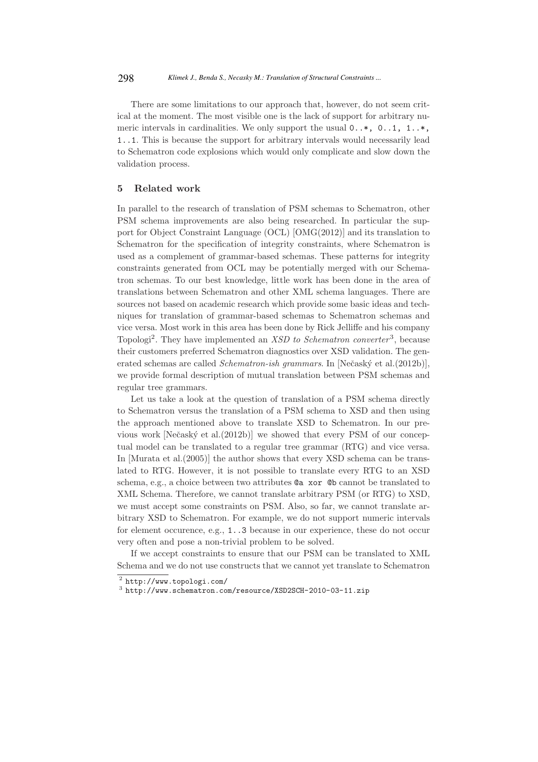There are some limitations to our approach that, however, do not seem critical at the moment. The most visible one is the lack of support for arbitrary numeric intervals in cardinalities. We only support the usual `0..*`, `0..1`, `1..*`, `1..1`. This is because the support for arbitrary intervals would necessarily lead to Schematron code explosions which would only complicate and slow down the validation process.

## 5 Related work

In parallel to the research of translation of PSM schemas to Schematron, other PSM schema improvements are also being researched. In particular the support for Object Constraint Language (OCL) [OMG(2012)] and its translation to Schematron for the specification of integrity constraints, where Schematron is used as a complement of grammar-based schemas. These patterns for integrity constraints generated from OCL may be potentially merged with our Schematron schemas. To our best knowledge, little work has been done in the area of translations between Schematron and other XML schema languages. There are sources not based on academic research which provide some basic ideas and techniques for translation of grammar-based schemas to Schematron schemas and vice versa. Most work in this area has been done by Rick Jelliffe and his company Topologi[2]. They have implemented an *XSD to Schematron converter*[3], because their customers preferred Schematron diagnostics over XSD validation. The generated schemas are called *Schematron-ish grammars*. In [Nečaský et al.(2012b)], we provide formal description of mutual translation between PSM schemas and regular tree grammars.

Let us take a look at the question of translation of a PSM schema directly to Schematron versus the translation of a PSM schema to XSD and then using the approach mentioned above to translate XSD to Schematron. In our previous work [Nečaský et al.(2012b)] we showed that every PSM of our conceptual model can be translated to a regular tree grammar (RTG) and vice versa. In [Murata et al.(2005)] the author shows that every XSD schema can be translated to RTG. However, it is not possible to translate every RTG to an XSD schema, e.g., a choice between two attributes `@a xor @b` cannot be translated to XML Schema. Therefore, we cannot translate arbitrary PSM (or RTG) to XSD, we must accept some constraints on PSM. Also, so far, we cannot translate arbitrary XSD to Schematron. For example, we do not support numeric intervals for element occurence, e.g., `1..3` because in our experience, these do not occur very often and pose a non-trivial problem to be solved.

If we accept constraints to ensure that our PSM can be translated to XML Schema and we do not use constructs that we cannot yet translate to Schematron

[2] http://www.topologi.com/

[3] http://www.schematron.com/resource/XSD2SCH-2010-03-11.zip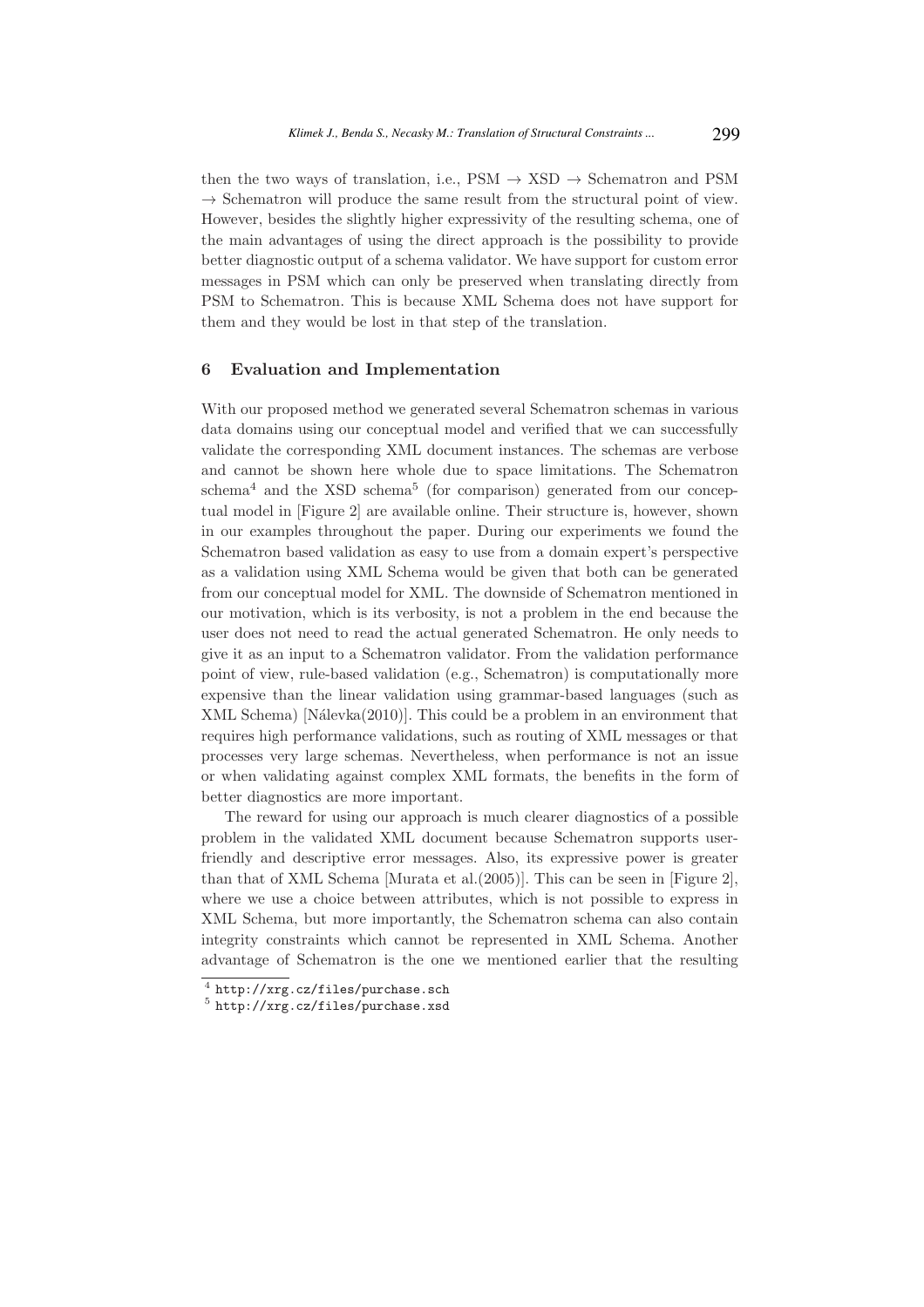then the two ways of translation, i.e., PSM → XSD → Schematron and PSM → Schematron will produce the same result from the structural point of view. However, besides the slightly higher expressivity of the resulting schema, one of the main advantages of using the direct approach is the possibility to provide better diagnostic output of a schema validator. We have support for custom error messages in PSM which can only be preserved when translating directly from PSM to Schematron. This is because XML Schema does not have support for them and they would be lost in that step of the translation.

## 6 Evaluation and Implementation

With our proposed method we generated several Schematron schemas in various data domains using our conceptual model and verified that we can successfully validate the corresponding XML document instances. The schemas are verbose and cannot be shown here whole due to space limitations. The Schematron schema[4] and the XSD schema[5] (for comparison) generated from our conceptual model in [Figure 2] are available online. Their structure is, however, shown in our examples throughout the paper. During our experiments we found the Schematron based validation as easy to use from a domain expert's perspective as a validation using XML Schema would be given that both can be generated from our conceptual model for XML. The downside of Schematron mentioned in our motivation, which is its verbosity, is not a problem in the end because the user does not need to read the actual generated Schematron. He only needs to give it as an input to a Schematron validator. From the validation performance point of view, rule-based validation (e.g., Schematron) is computationally more expensive than the linear validation using grammar-based languages (such as XML Schema) [Nálevka(2010)]. This could be a problem in an environment that requires high performance validations, such as routing of XML messages or that processes very large schemas. Nevertheless, when performance is not an issue or when validating against complex XML formats, the benefits in the form of better diagnostics are more important.

The reward for using our approach is much clearer diagnostics of a possible problem in the validated XML document because Schematron supports user-friendly and descriptive error messages. Also, its expressive power is greater than that of XML Schema [Murata et al.(2005)]. This can be seen in [Figure 2], where we use a choice between attributes, which is not possible to express in XML Schema, but more importantly, the Schematron schema can also contain integrity constraints which cannot be represented in XML Schema. Another advantage of Schematron is the one we mentioned earlier that the resulting

[4] http://xrg.cz/files/purchase.sch

[5] http://xrg.cz/files/purchase.xsd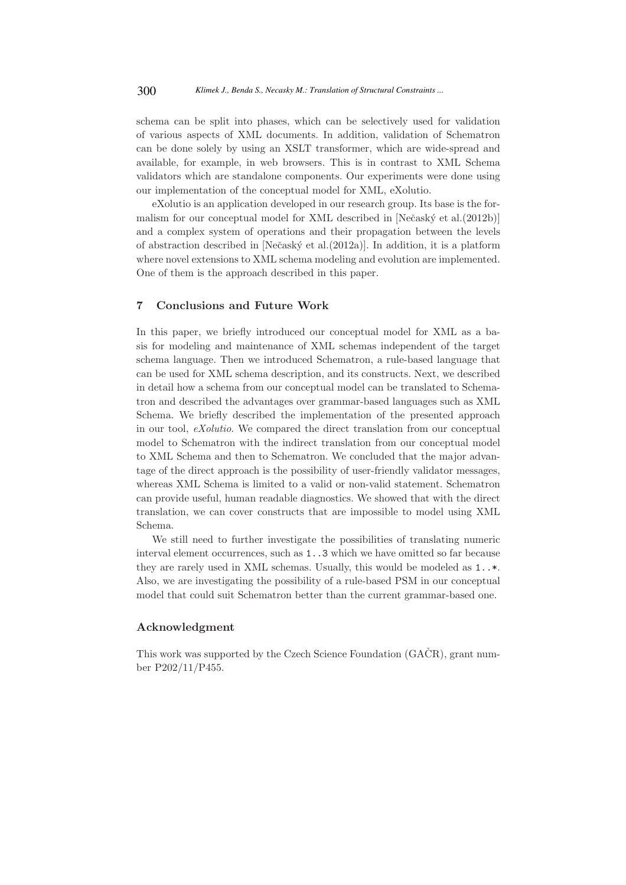schema can be split into phases, which can be selectively used for validation of various aspects of XML documents. In addition, validation of Schematron can be done solely by using an XSLT transformer, which are wide-spread and available, for example, in web browsers. This is in contrast to XML Schema validators which are standalone components. Our experiments were done using our implementation of the conceptual model for XML, eXolutio.

eXolutio is an application developed in our research group. Its base is the formalism for our conceptual model for XML described in [Nečaský et al.(2012b)] and a complex system of operations and their propagation between the levels of abstraction described in [Nečaský et al.(2012a)]. In addition, it is a platform where novel extensions to XML schema modeling and evolution are implemented. One of them is the approach described in this paper.

## 7 Conclusions and Future Work

In this paper, we briefly introduced our conceptual model for XML as a basis for modeling and maintenance of XML schemas independent of the target schema language. Then we introduced Schematron, a rule-based language that can be used for XML schema description, and its constructs. Next, we described in detail how a schema from our conceptual model can be translated to Schematron and described the advantages over grammar-based languages such as XML Schema. We briefly described the implementation of the presented approach in our tool, *eXolutio*. We compared the direct translation from our conceptual model to Schematron with the indirect translation from our conceptual model to XML Schema and then to Schematron. We concluded that the major advantage of the direct approach is the possibility of user-friendly validator messages, whereas XML Schema is limited to a valid or non-valid statement. Schematron can provide useful, human readable diagnostics. We showed that with the direct translation, we can cover constructs that are impossible to model using XML Schema.

We still need to further investigate the possibilities of translating numeric interval element occurrences, such as `1..3` which we have omitted so far because they are rarely used in XML schemas. Usually, this would be modeled as `1..*`. Also, we are investigating the possibility of a rule-based PSM in our conceptual model that could suit Schematron better than the current grammar-based one.

## Acknowledgment

This work was supported by the Czech Science Foundation (GAČR), grant number P202/11/P455.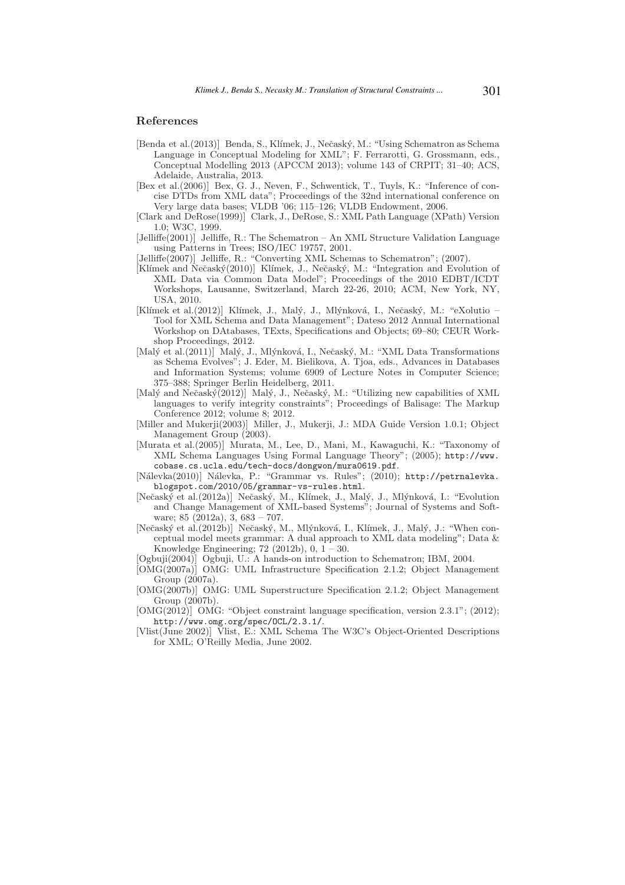## References

[Benda et al.(2013)] Benda, S., Klímek, J., Nečaský, M.: "Using Schematron as Schema Language in Conceptual Modeling for XML"; F. Ferrarotti, G. Grossmann, eds., Conceptual Modelling 2013 (APCCM 2013); volume 143 of CRPIT; 31–40; ACS, Adelaide, Australia, 2013.

[Bex et al.(2006)] Bex, G. J., Neven, F., Schwentick, T., Tuyls, K.: "Inference of concise DTDs from XML data"; Proceedings of the 32nd international conference on Very large data bases; VLDB '06; 115–126; VLDB Endowment, 2006.

[Clark and DeRose(1999)] Clark, J., DeRose, S.: XML Path Language (XPath) Version 1.0; W3C, 1999.

[Jelliffe(2001)] Jelliffe, R.: The Schematron – An XML Structure Validation Language using Patterns in Trees; ISO/IEC 19757, 2001.

[Jelliffe(2007)] Jelliffe, R.: "Converting XML Schemas to Schematron"; (2007).

[Klímek and Nečaský(2010)] Klímek, J., Nečaský, M.: "Integration and Evolution of XML Data via Common Data Model"; Proceedings of the 2010 EDBT/ICDT Workshops, Lausanne, Switzerland, March 22-26, 2010; ACM, New York, NY, USA, 2010.

[Klímek et al.(2012)] Klímek, J., Malý, J., Mlýnková, I., Nečaský, M.: "eXolutio – Tool for XML Schema and Data Management"; Dateso 2012 Annual International Workshop on DAtabases, TExts, Specifications and Objects; 69–80; CEUR Workshop Proceedings, 2012.

[Malý et al.(2011)] Malý, J., Mlýnková, I., Nečaský, M.: "XML Data Transformations as Schema Evolves"; J. Eder, M. Bielikova, A. Tjoa, eds., Advances in Databases and Information Systems; volume 6909 of Lecture Notes in Computer Science; 375–388; Springer Berlin Heidelberg, 2011.

[Malý and Nečaský(2012)] Malý, J., Nečaský, M.: "Utilizing new capabilities of XML languages to verify integrity constraints"; Proceedings of Balisage: The Markup Conference 2012; volume 8; 2012.

[Miller and Mukerji(2003)] Miller, J., Mukerji, J.: MDA Guide Version 1.0.1; Object Management Group (2003).

[Murata et al.(2005)] Murata, M., Lee, D., Mani, M., Kawaguchi, K.: "Taxonomy of XML Schema Languages Using Formal Language Theory"; (2005); http://www.cobase.cs.ucla.edu/tech-docs/dongwon/mura0619.pdf.

[Nálevka(2010)] Nálevka, P.: "Grammar vs. Rules"; (2010); http://petrnalevka.blogspot.com/2010/05/grammar-vs-rules.html.

[Nečaský et al.(2012a)] Nečaský, M., Klímek, J., Malý, J., Mlýnková, I.: "Evolution and Change Management of XML-based Systems"; Journal of Systems and Software; 85 (2012a), 3, 683 – 707.

[Nečaský et al.(2012b)] Nečaský, M., Mlýnková, I., Klímek, J., Malý, J.: "When conceptual model meets grammar: A dual approach to XML data modeling"; Data & Knowledge Engineering; 72 (2012b), 0, 1 – 30.

[Ogbuji(2004)] Ogbuji, U.: A hands-on introduction to Schematron; IBM, 2004.

[OMG(2007a)] OMG: UML Infrastructure Specification 2.1.2; Object Management Group (2007a).

[OMG(2007b)] OMG: UML Superstructure Specification 2.1.2; Object Management Group (2007b).

[OMG(2012)] OMG: "Object constraint language specification, version 2.3.1"; (2012); http://www.omg.org/spec/OCL/2.3.1/.

[Vlist(June 2002)] Vlist, E.: XML Schema The W3C's Object-Oriented Descriptions for XML; O'Reilly Media, June 2002.